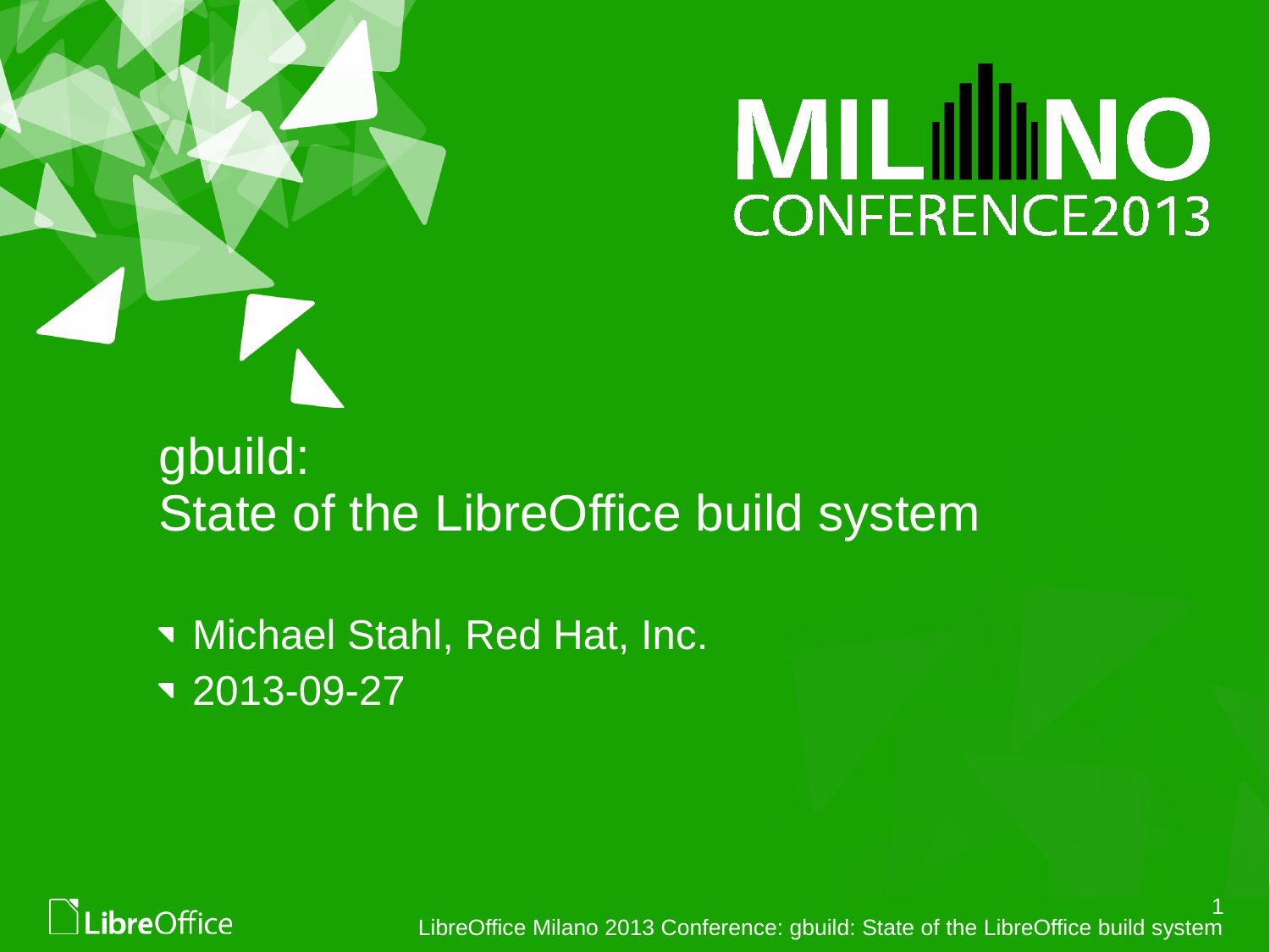# gbuild:
# State of the LibreOffice build system

- Michael Stahl, Red Hat, Inc.
- 2013-09-27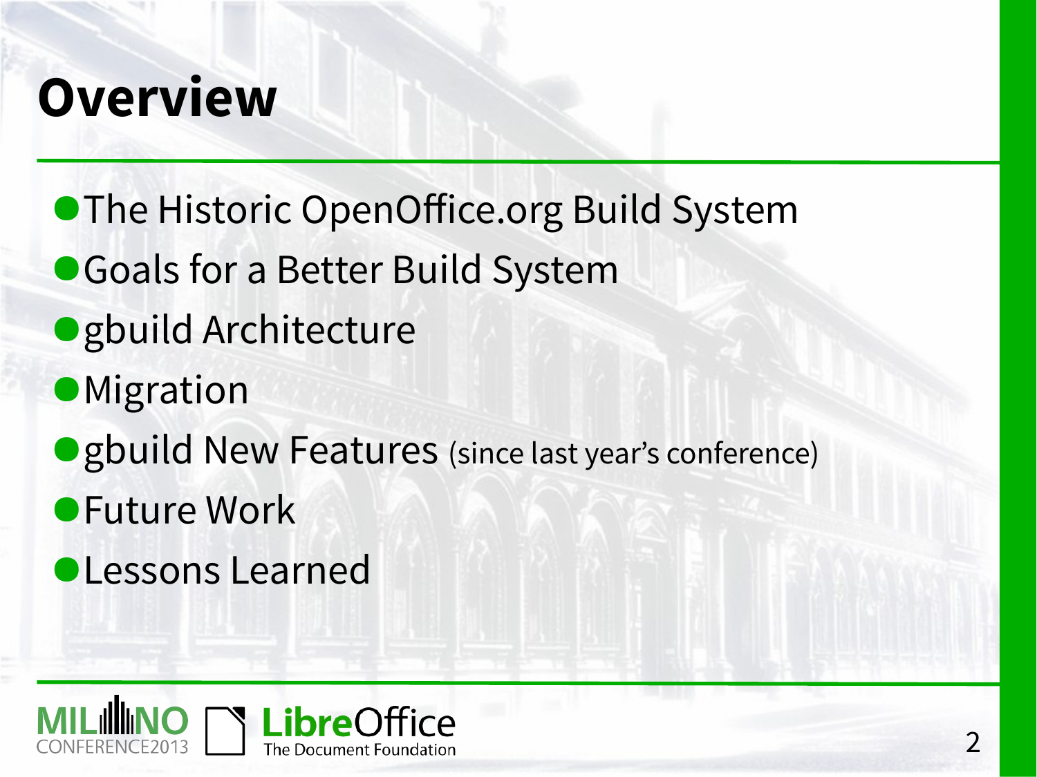# Overview

- The Historic OpenOffice.org Build System
- Goals for a Better Build System
- gbuild Architecture
- Migration
- gbuild New Features (since last year's conference)
- Future Work
- Lessons Learned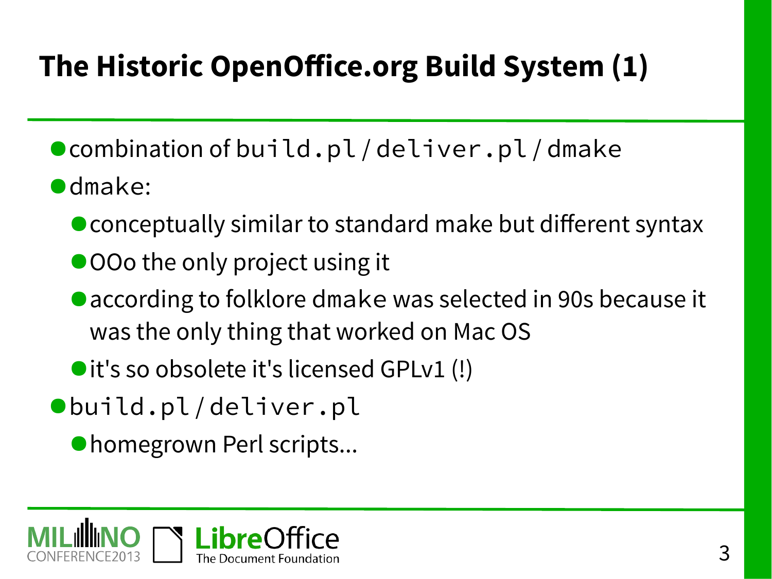# The Historic OpenOffice.org Build System (1)

- combination of `build.pl` / `deliver.pl` / `dmake`
- `dmake`:
  - conceptually similar to standard make but different syntax
  - OOo the only project using it
  - according to folklore `dmake` was selected in 90s because it was the only thing that worked on Mac OS
  - it's so obsolete it's licensed GPLv1 (!)
- `build.pl` / `deliver.pl`
  - homegrown Perl scripts...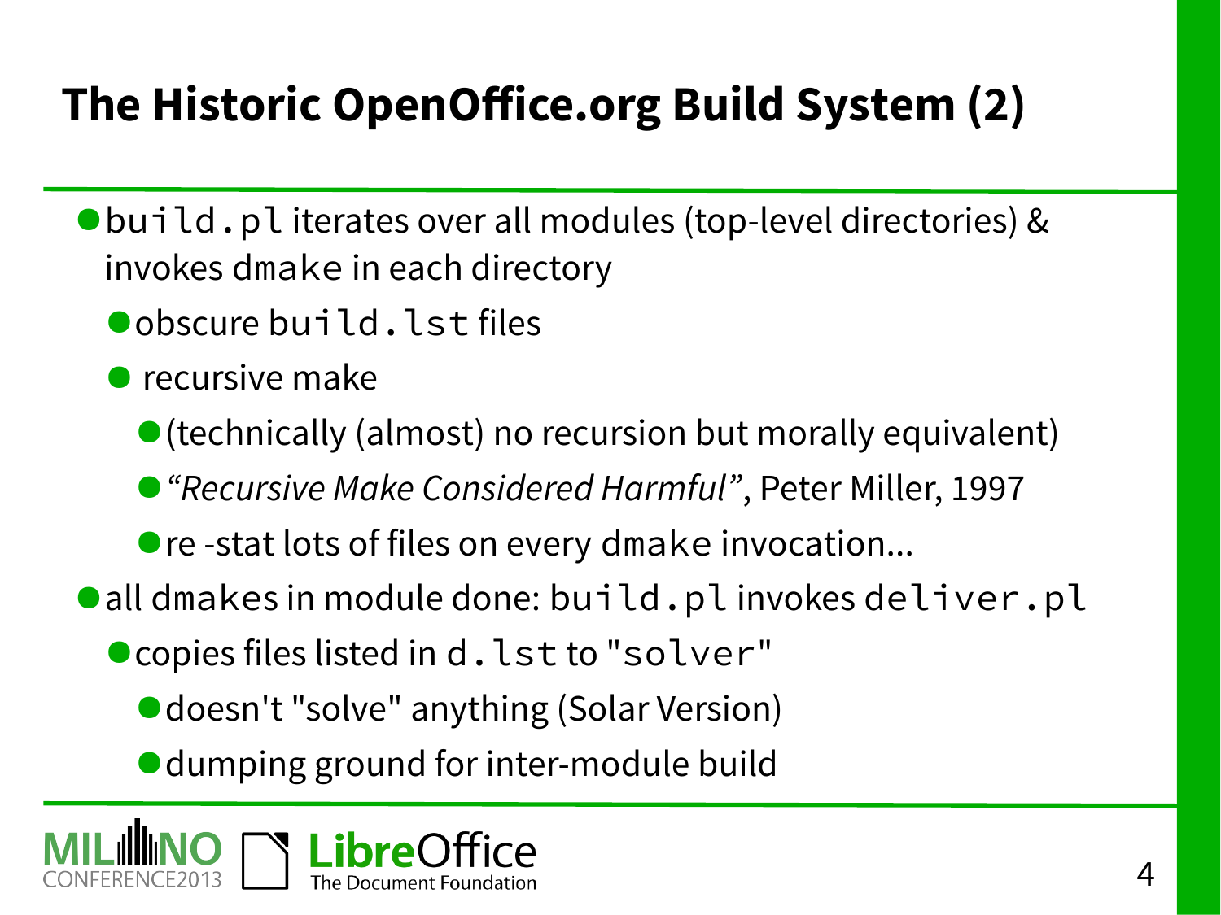# The Historic OpenOffice.org Build System (2)

- `build.pl` iterates over all modules (top-level directories) & invokes `dmake` in each directory
  - obscure `build.lst` files
  - recursive make
    - (technically (almost) no recursion but morally equivalent)
    - *"Recursive Make Considered Harmful"*, Peter Miller, 1997
    - re -stat lots of files on every `dmake` invocation...
- all `dmakes` in module done: `build.pl` invokes `deliver.pl`
  - copies files listed in `d.lst` to `"solver"`
    - doesn't "solve" anything (Solar Version)
    - dumping ground for inter-module build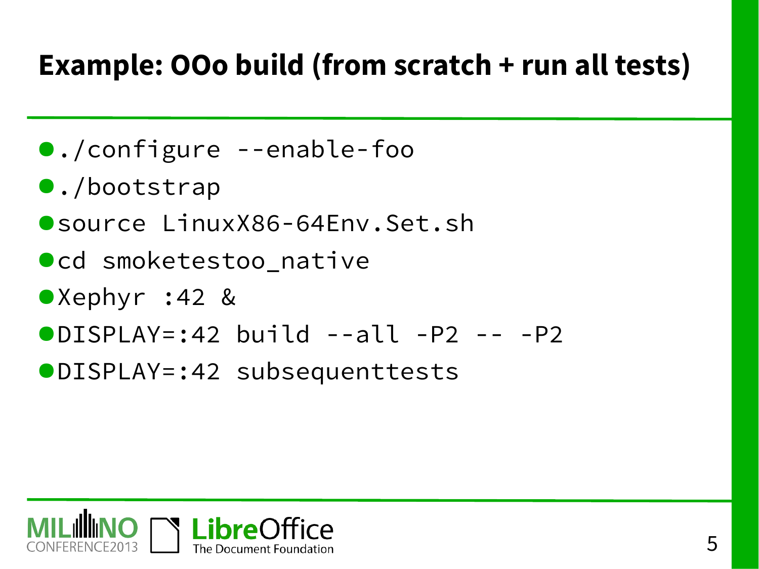# Example: OOo build (from scratch + run all tests)

- `./configure --enable-foo`
- `./bootstrap`
- `source LinuxX86-64Env.Set.sh`
- `cd smoketestoo_native`
- `Xephyr :42 &`
- `DISPLAY=:42 build --all -P2 -- -P2`
- `DISPLAY=:42 subsequenttests`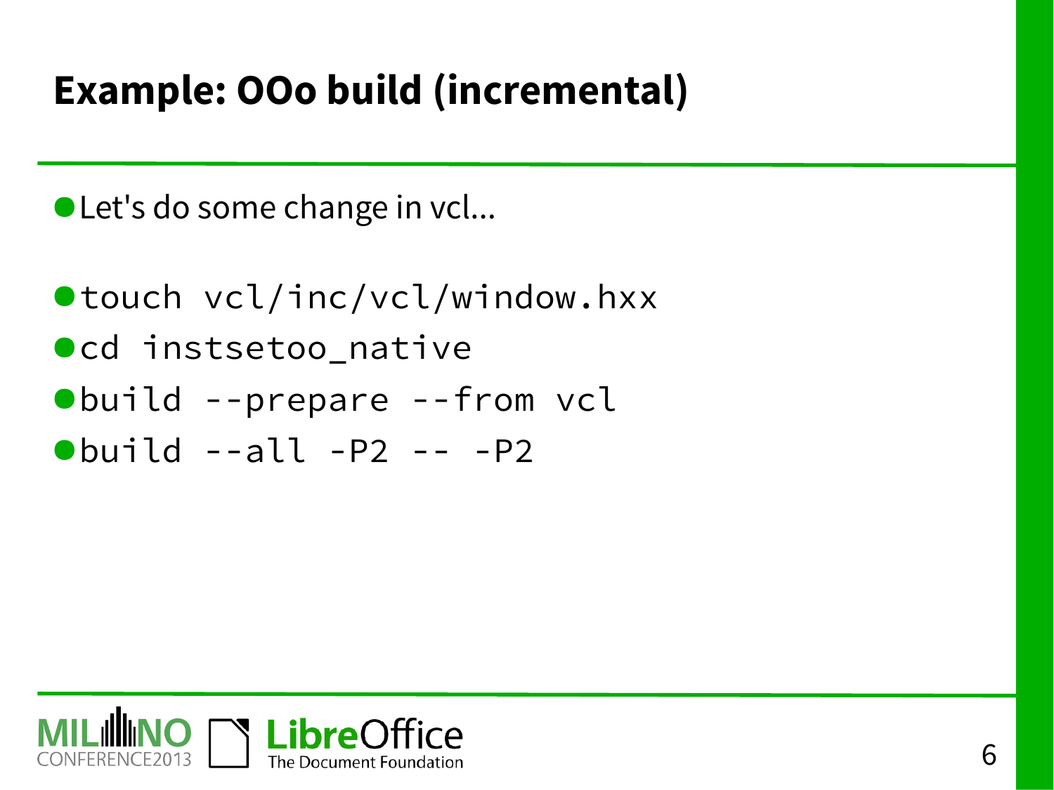# Example: OOo build (incremental)

- Let's do some change in vcl...

- `touch vcl/inc/vcl/window.hxx`
- `cd instsetoo_native`
- `build --prepare --from vcl`
- `build --all -P2 -- -P2`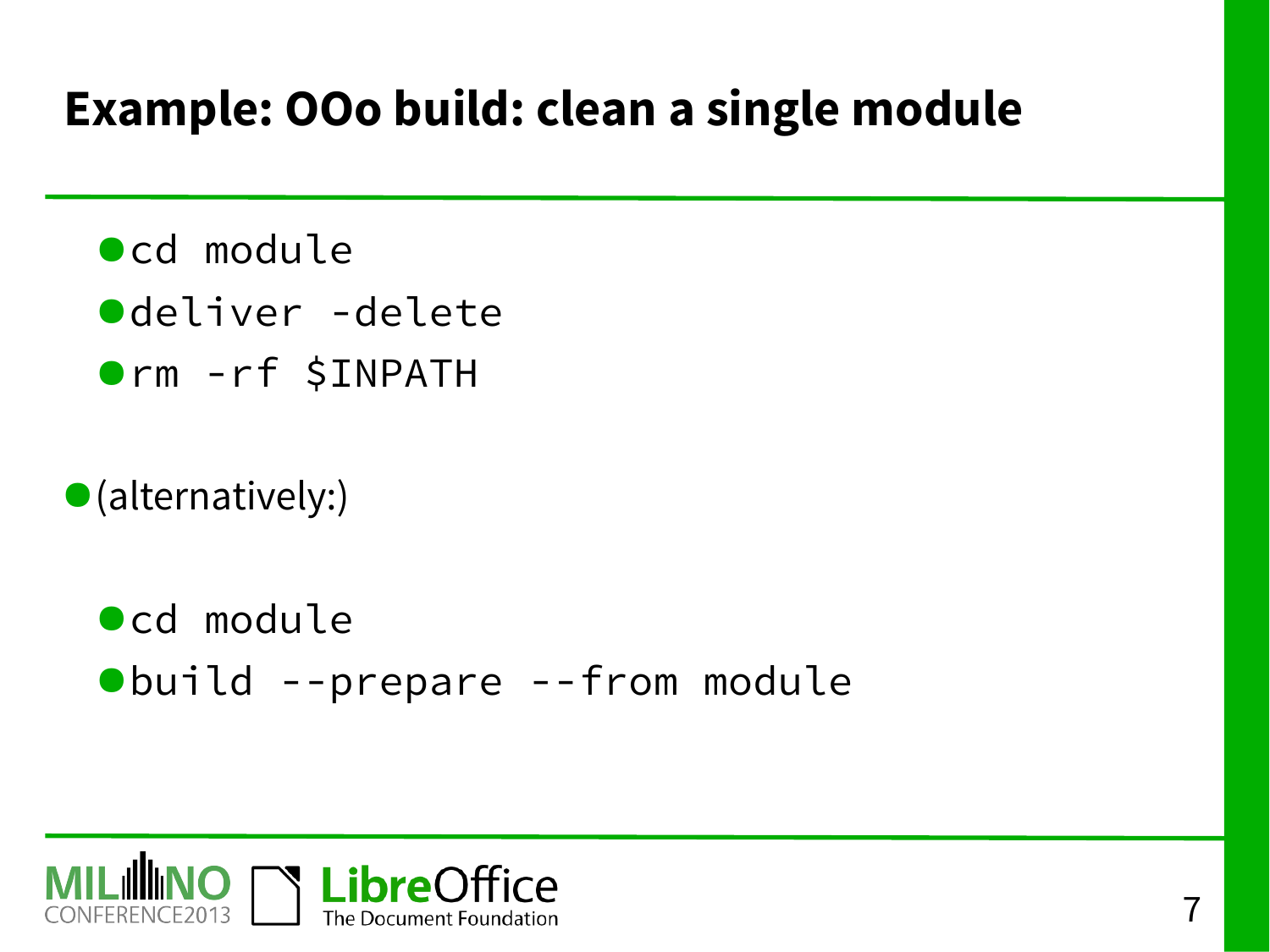# Example: OOo build: clean a single module

- `cd module`
- `deliver -delete`
- `rm -rf $INPATH`

- (alternatively:)

- `cd module`
- `build --prepare --from module`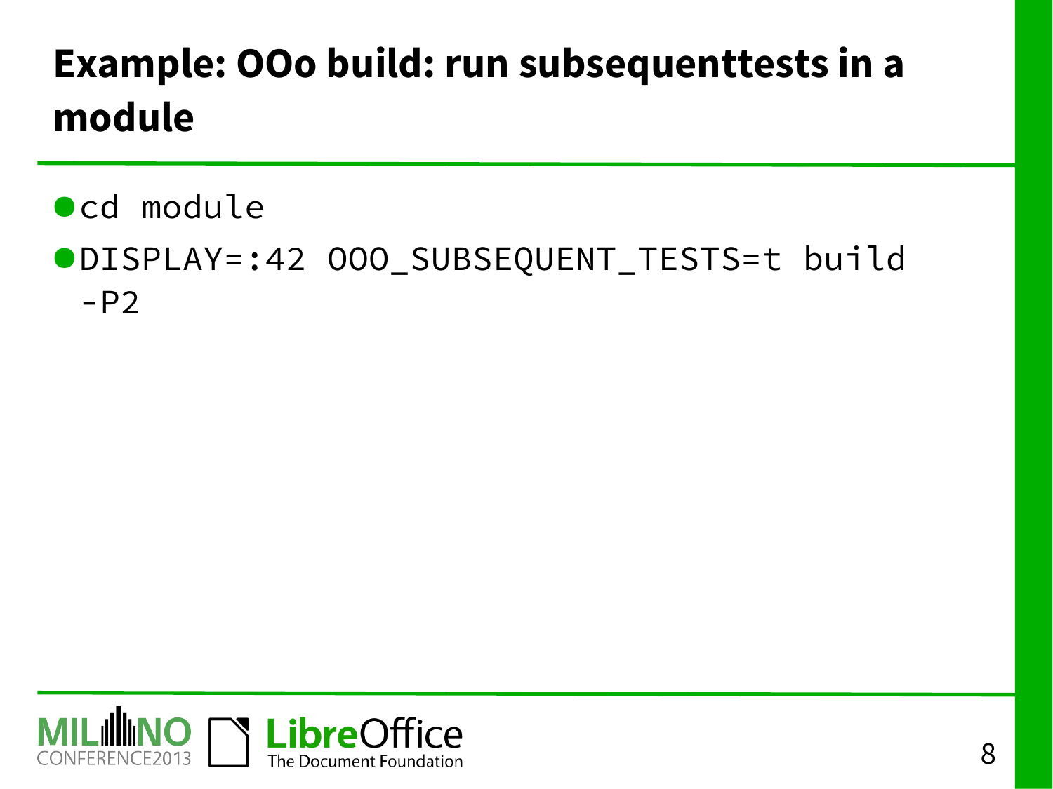# Example: OOo build: run subsequenttests in a module

- `cd module`
- `DISPLAY=:42 OOO_SUBSEQUENT_TESTS=t build -P2`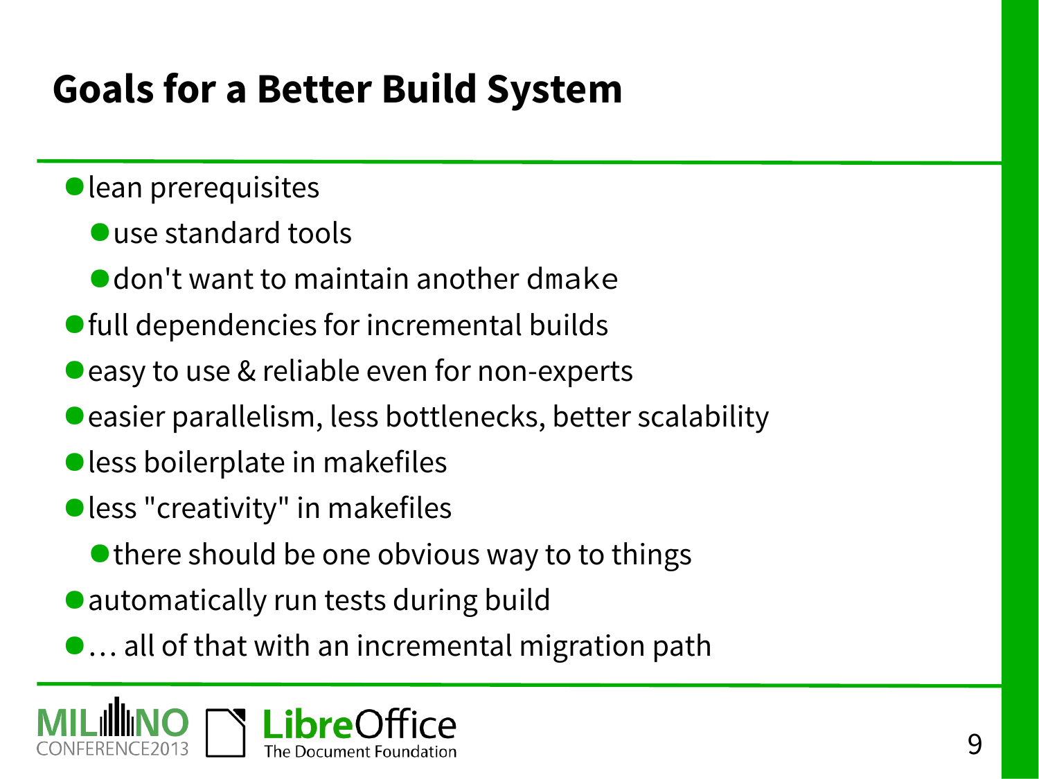# Goals for a Better Build System

- lean prerequisites
  - use standard tools
  - don't want to maintain another `dmake`
- full dependencies for incremental builds
- easy to use & reliable even for non-experts
- easier parallelism, less bottlenecks, better scalability
- less boilerplate in makefiles
- less "creativity" in makefiles
  - there should be one obvious way to to things
- automatically run tests during build
- … all of that with an incremental migration path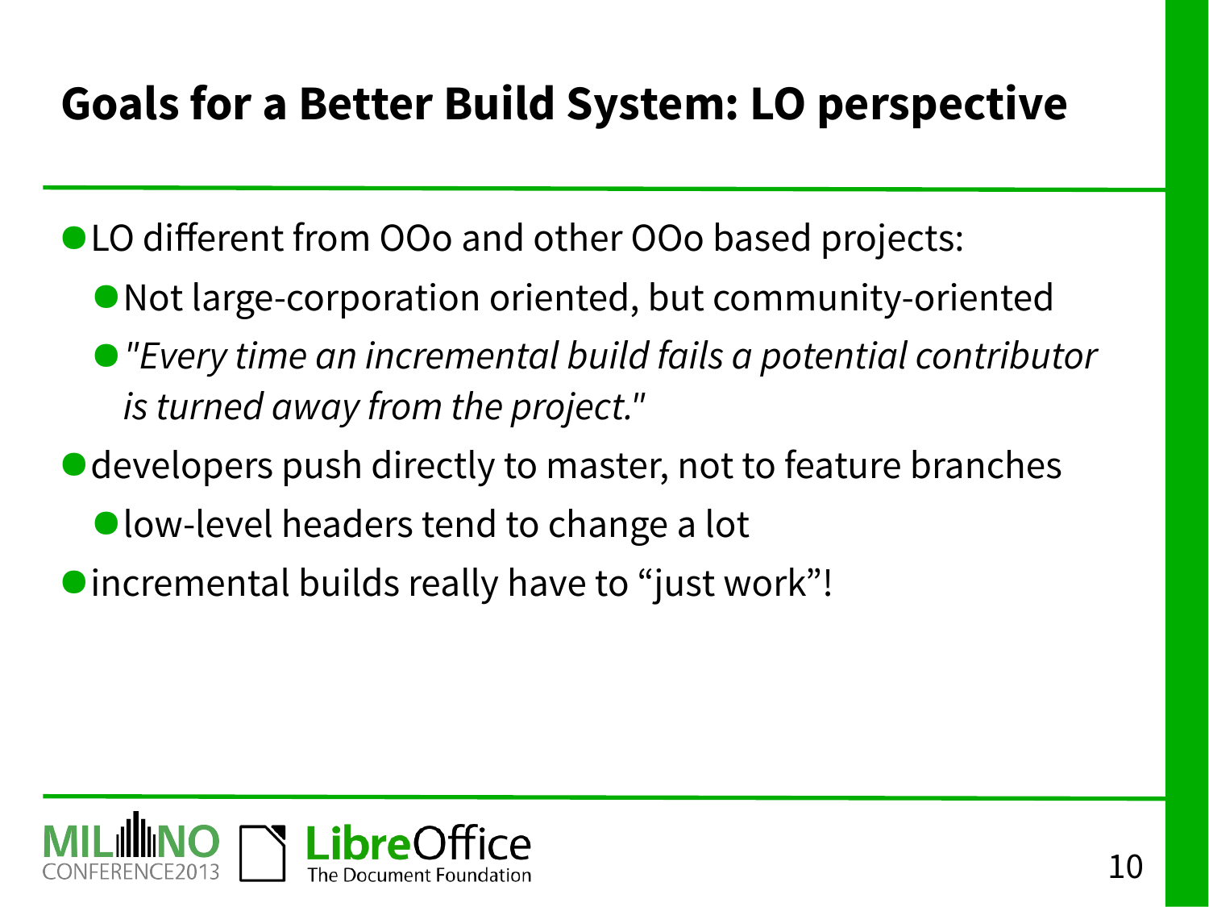# Goals for a Better Build System: LO perspective

- LO different from OOo and other OOo based projects:
  - Not large-corporation oriented, but community-oriented
  - *"Every time an incremental build fails a potential contributor is turned away from the project."*
- developers push directly to master, not to feature branches
  - low-level headers tend to change a lot
- incremental builds really have to “just work”!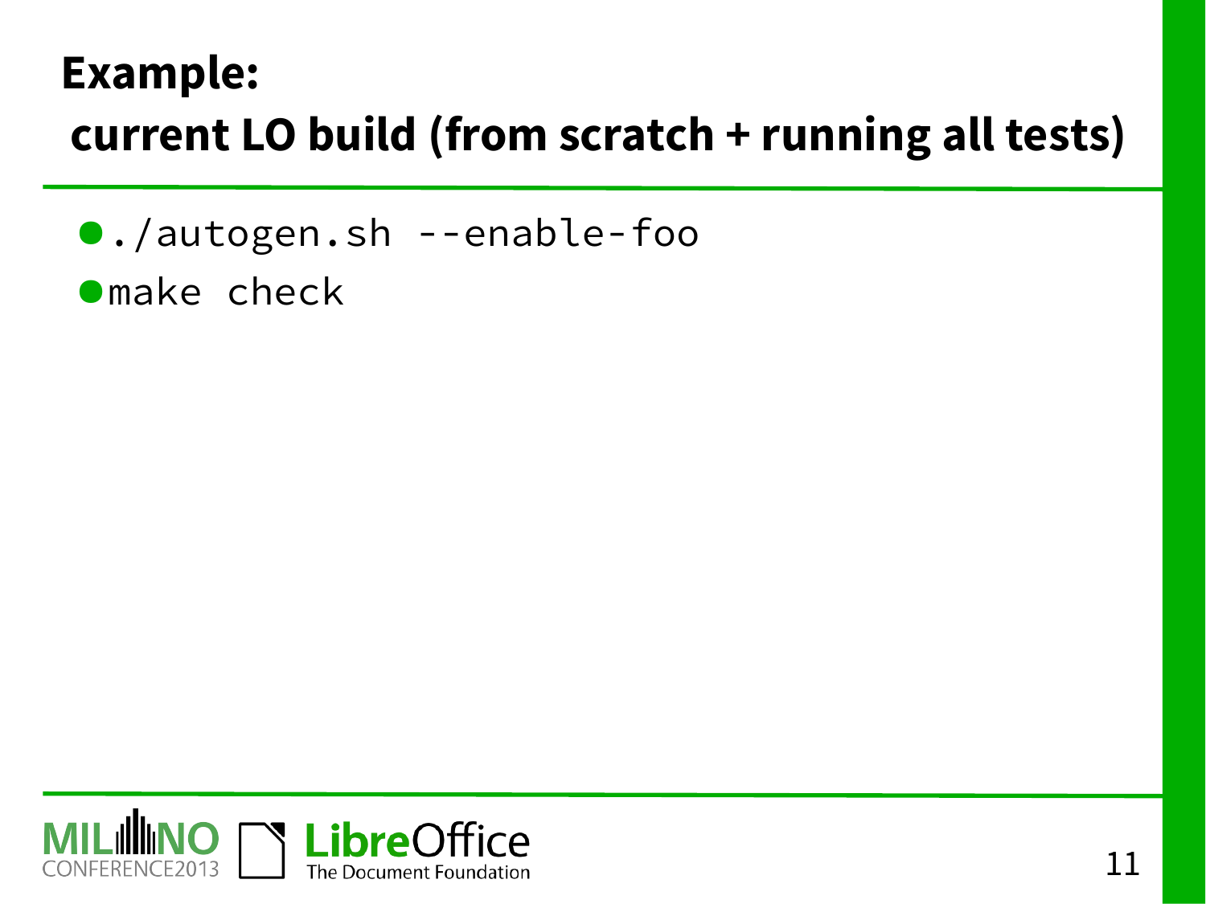# Example:
# current LO build (from scratch + running all tests)

- `./autogen.sh --enable-foo`
- `make check`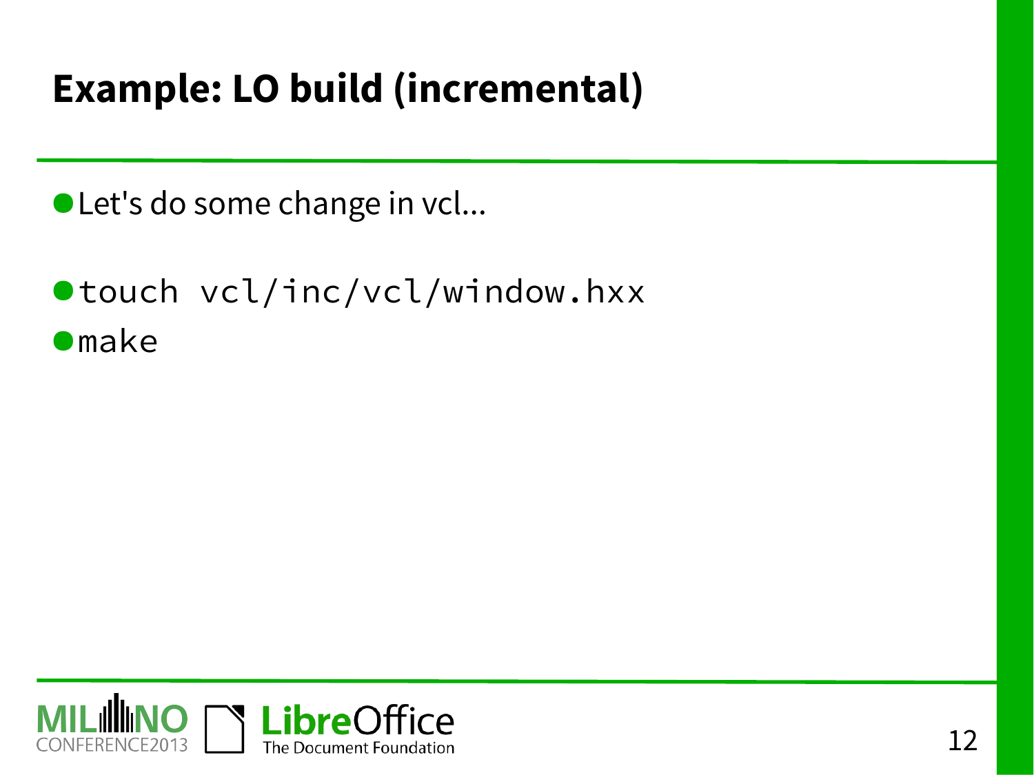# Example: LO build (incremental)

- Let's do some change in vcl...
- `touch vcl/inc/vcl/window.hxx`
- `make`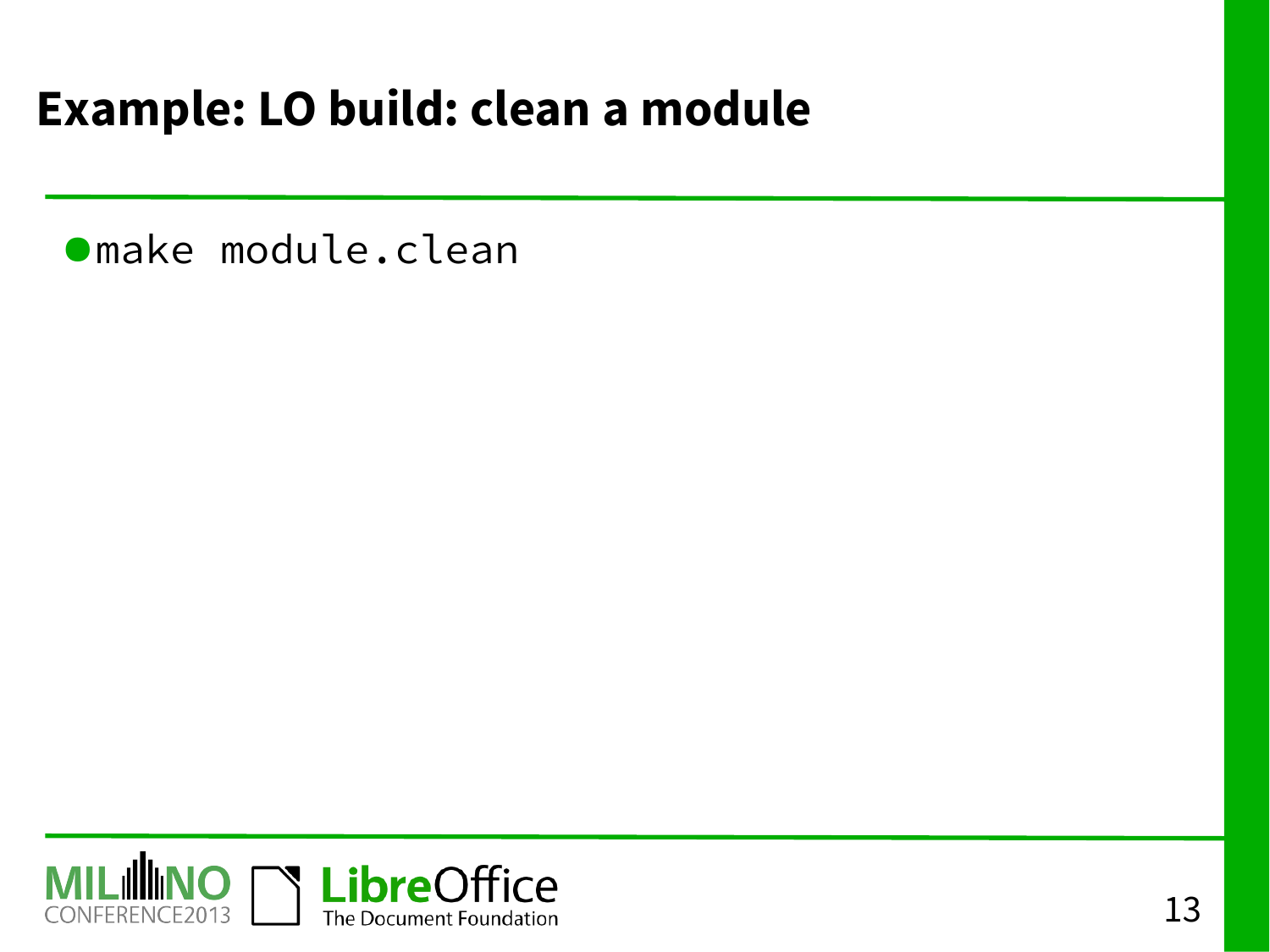# Example: LO build: clean a module

- `make module.clean`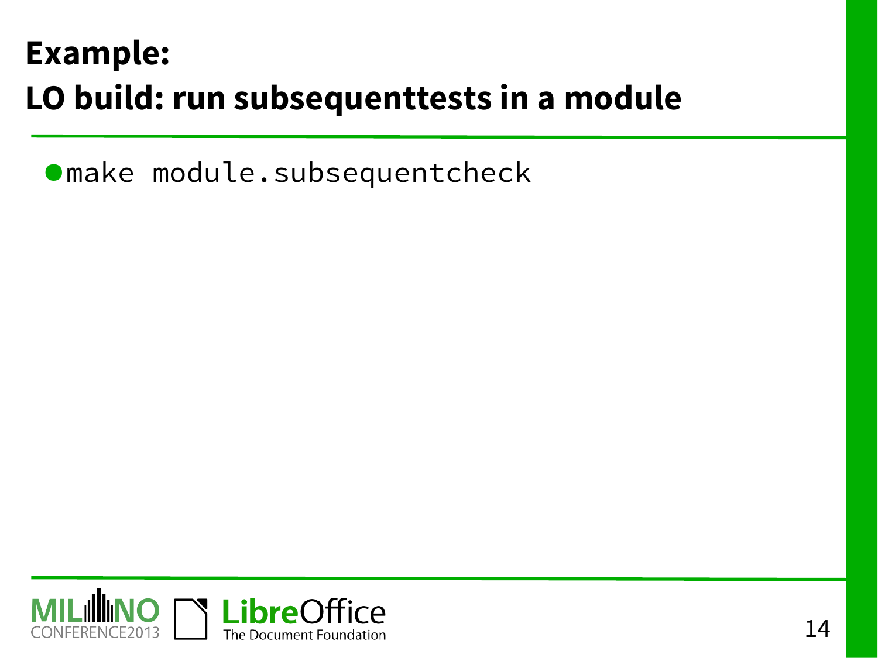# Example:
# LO build: run subsequenttests in a module

- `make module.subsequentcheck`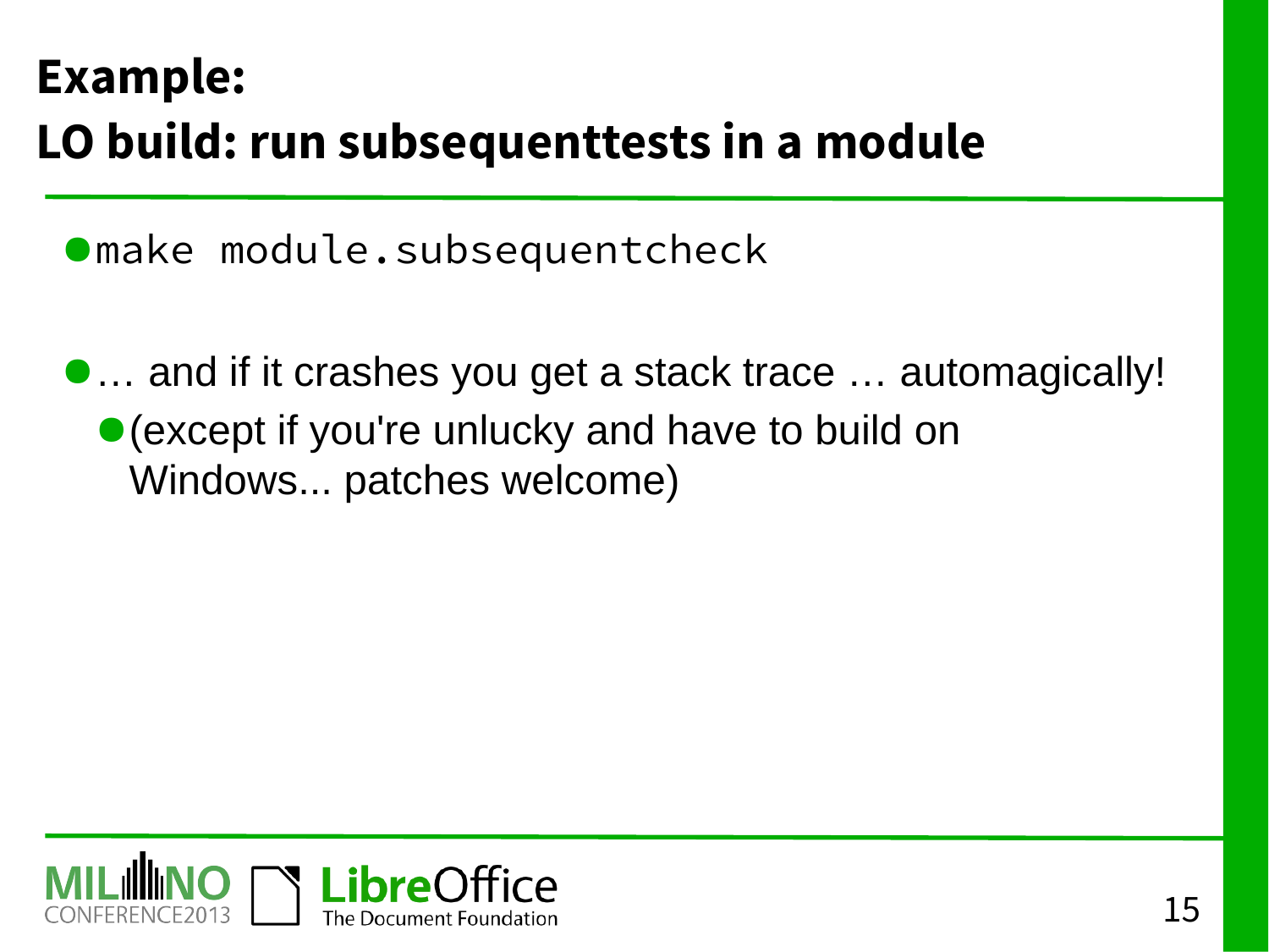# Example:
# LO build: run subsequenttests in a module

- `make module.subsequentcheck`

- … and if it crashes you get a stack trace … automagically!
  - (except if you're unlucky and have to build on Windows... patches welcome)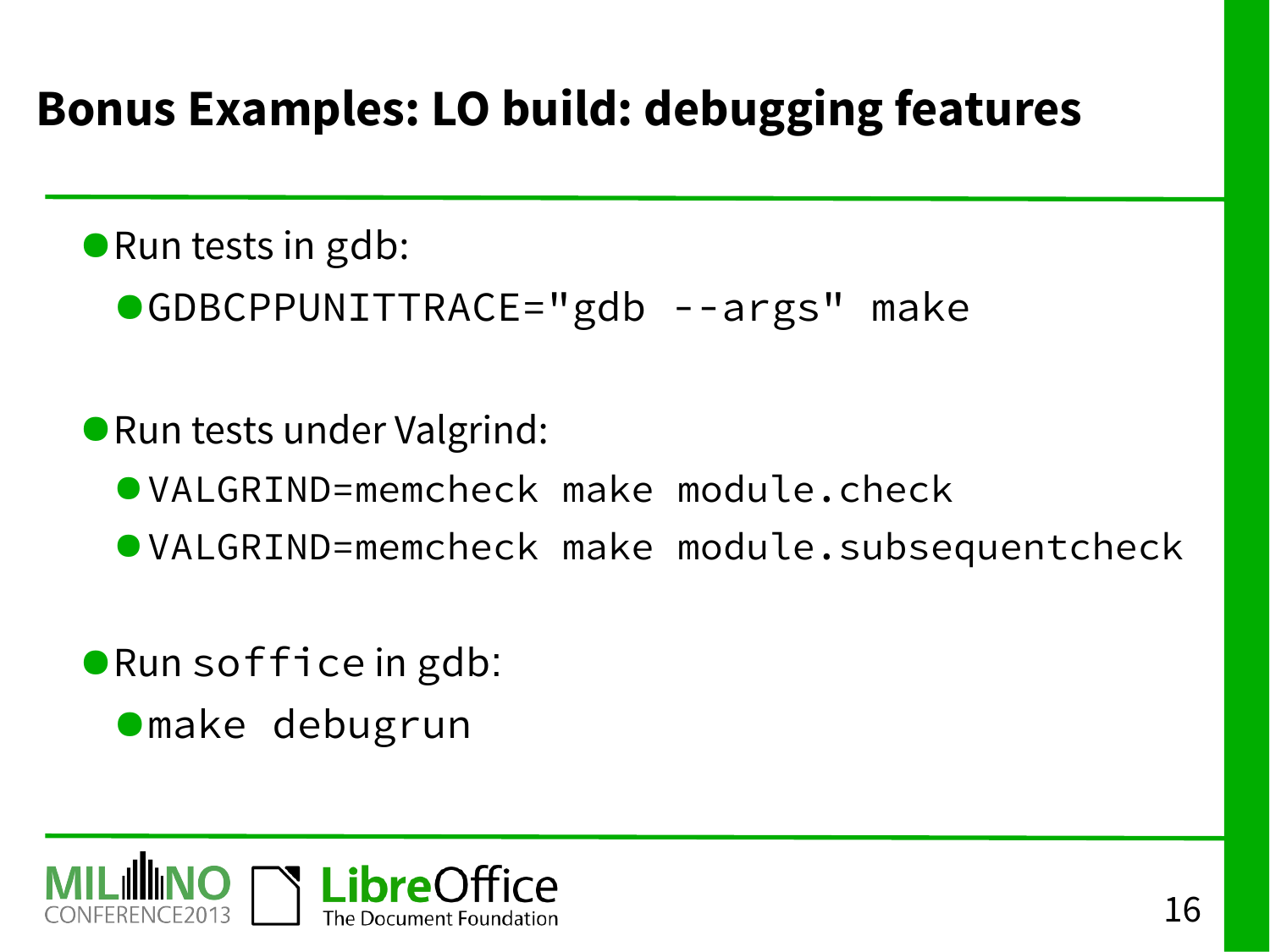# Bonus Examples: LO build: debugging features

- Run tests in gdb:
  - `GDBCPPUNITTRACE="gdb --args" make`
- Run tests under Valgrind:
  - `VALGRIND=memcheck make module.check`
  - `VALGRIND=memcheck make module.subsequentcheck`
- Run `soffice` in gdb:
  - `make debugrun`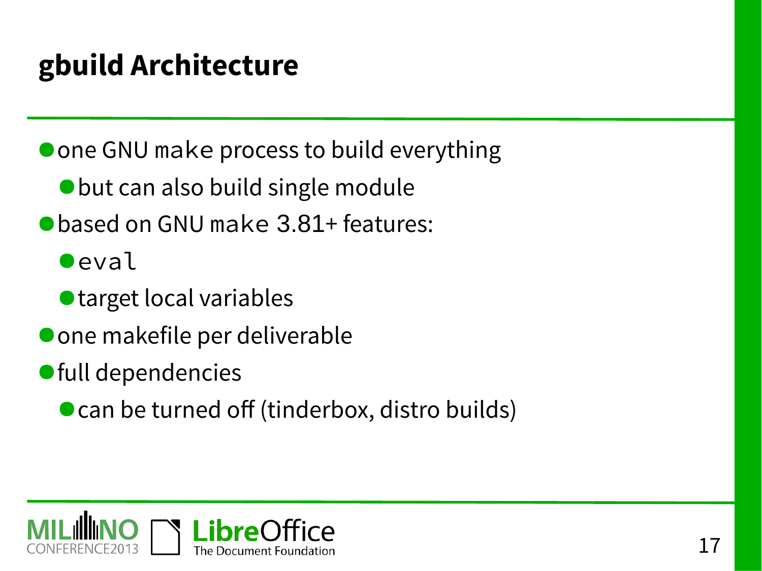# gbuild Architecture

- one GNU `make` process to build everything
  - but can also build single module
- based on GNU `make 3.81+` features:
  - `eval`
  - target local variables
- one makefile per deliverable
- full dependencies
  - can be turned off (tinderbox, distro builds)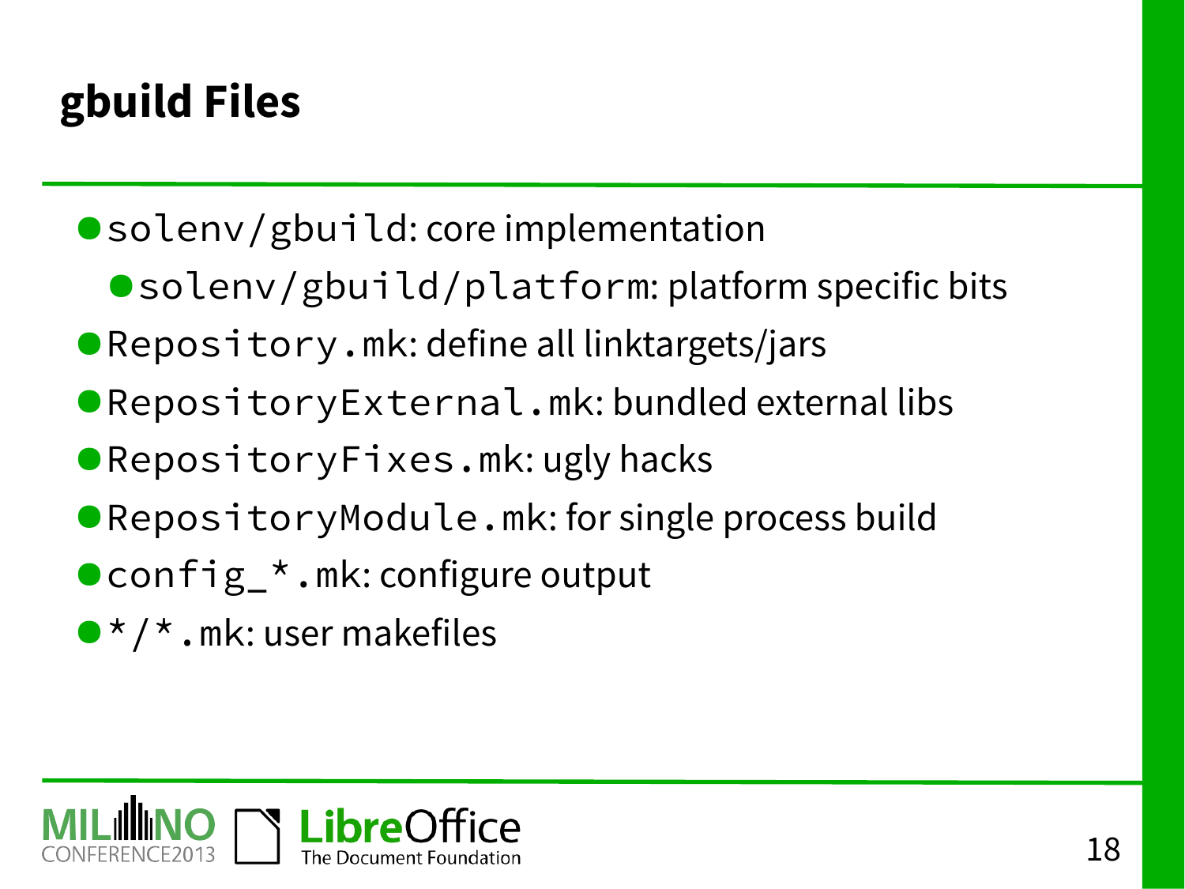## gbuild Files

- `solenv/gbuild`: core implementation
  - `solenv/gbuild/platform`: platform specific bits
- `Repository.mk`: define all linktargets/jars
- `RepositoryExternal.mk`: bundled external libs
- `RepositoryFixes.mk`: ugly hacks
- `RepositoryModule.mk`: for single process build
- `config_*.mk`: configure output
- `*/*.mk`: user makefiles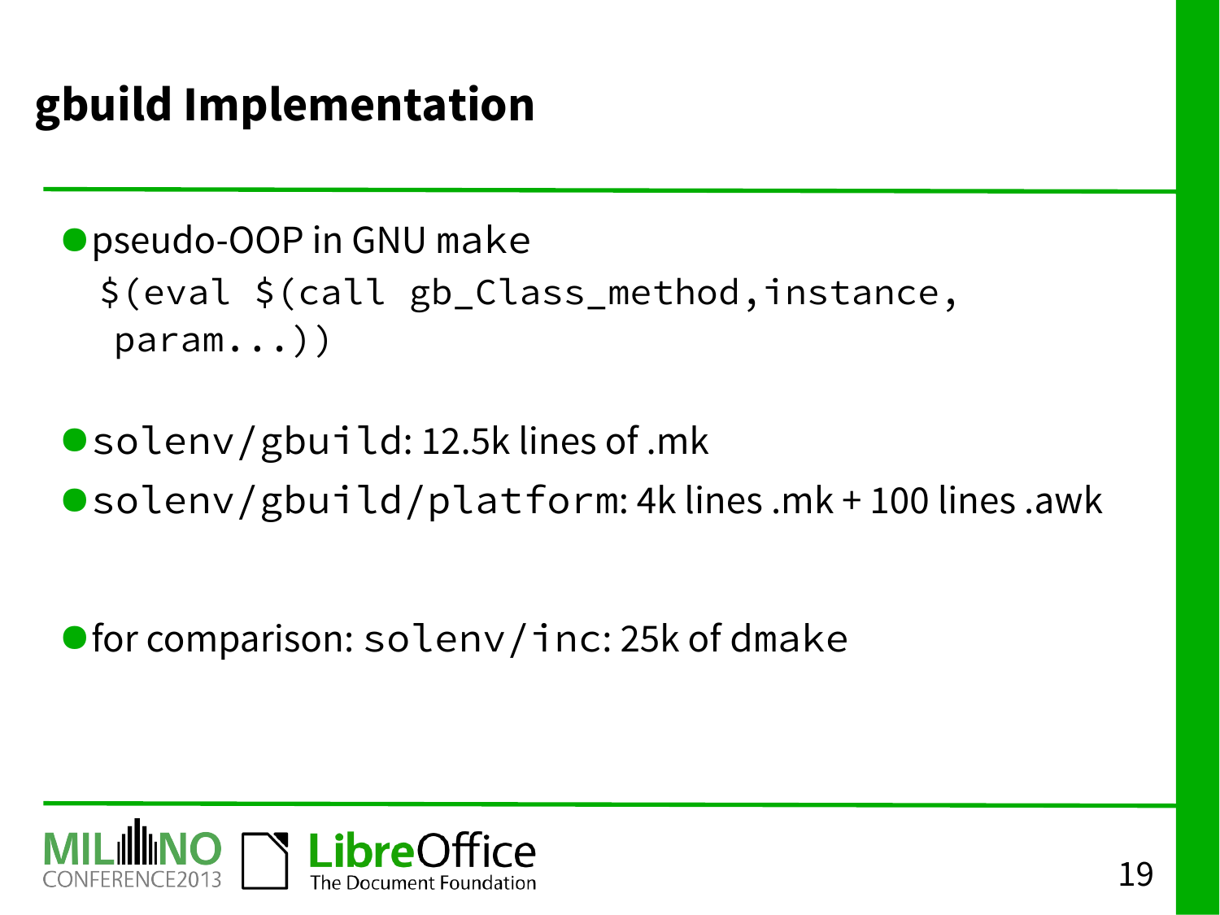# gbuild Implementation

- pseudo-OOP in GNU make
  ```
  $(eval $(call gb_Class_method,instance,
   param...))
  ```

- `solenv/gbuild`: 12.5k lines of .mk
- `solenv/gbuild/platform`: 4k lines .mk + 100 lines .awk

- for comparison: `solenv/inc`: 25k of dmake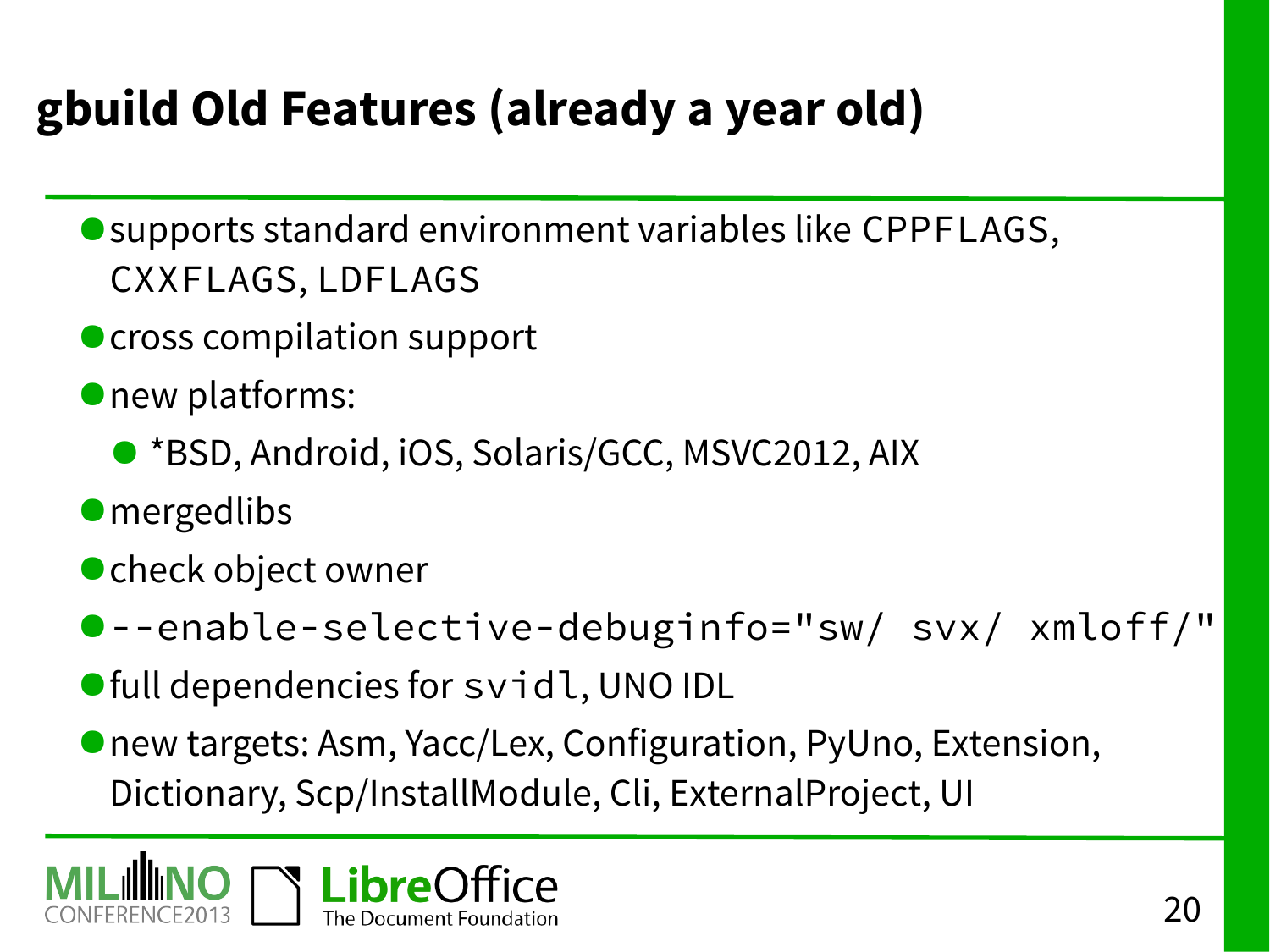# gbuild Old Features (already a year old)

- supports standard environment variables like `CPPFLAGS`, `CXXFLAGS`, `LDFLAGS`
- cross compilation support
- new platforms:
  - *BSD, Android, iOS, Solaris/GCC, MSVC2012, AIX
- mergedlibs
- check object owner
- `--enable-selective-debuginfo="sw/ svx/ xmloff/"`
- full dependencies for `svidl`, UNO IDL
- new targets: Asm, Yacc/Lex, Configuration, PyUno, Extension, Dictionary, Scp/InstallModule, Cli, ExternalProject, UI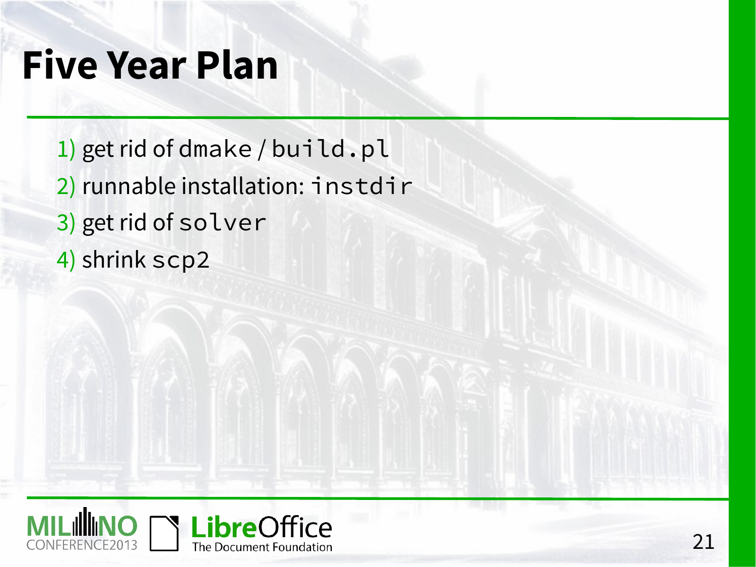# Five Year Plan

1) get rid of `dmake` / `build.pl`
2) runnable installation: `instdir`
3) get rid of `solver`
4) shrink `scp2`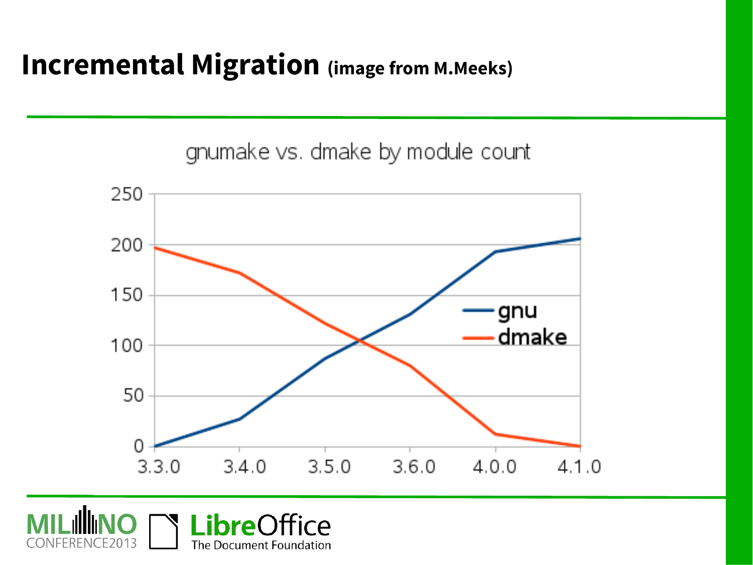# Incremental Migration (image from M.Meeks)

gnumake vs. dmake by module count

| Version | gnu | dmake |
| --- | --- | --- |
| 3.3.0 | 0 | 197 |
| 3.4.0 | 27 | 172 |
| 3.5.0 | 87 | 121 |
| 3.6.0 | 131 | 80 |
| 4.0.0 | 193 | 12 |
| 4.1.0 | 206 | 0 |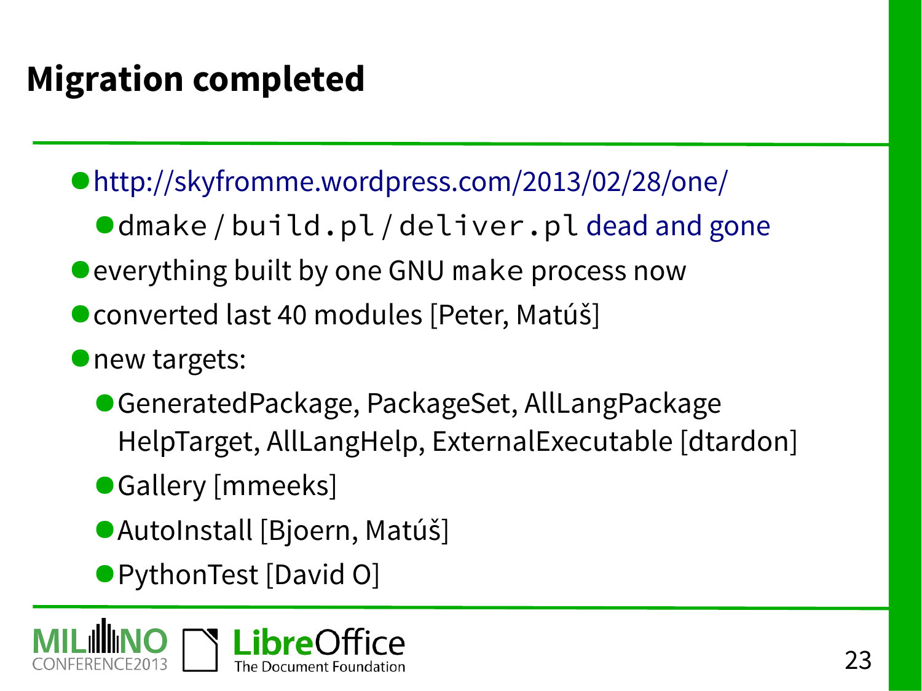# Migration completed

- http://skyfromme.wordpress.com/2013/02/28/one/
  - `dmake` / `build.pl` / `deliver.pl` dead and gone
- everything built by one GNU `make` process now
- converted last 40 modules [Peter, Matúš]
- new targets:
  - GeneratedPackage, PackageSet, AllLangPackage HelpTarget, AllLangHelp, ExternalExecutable [dtardon]
  - Gallery [mmeeks]
  - AutoInstall [Bjoern, Matúš]
  - PythonTest [David O]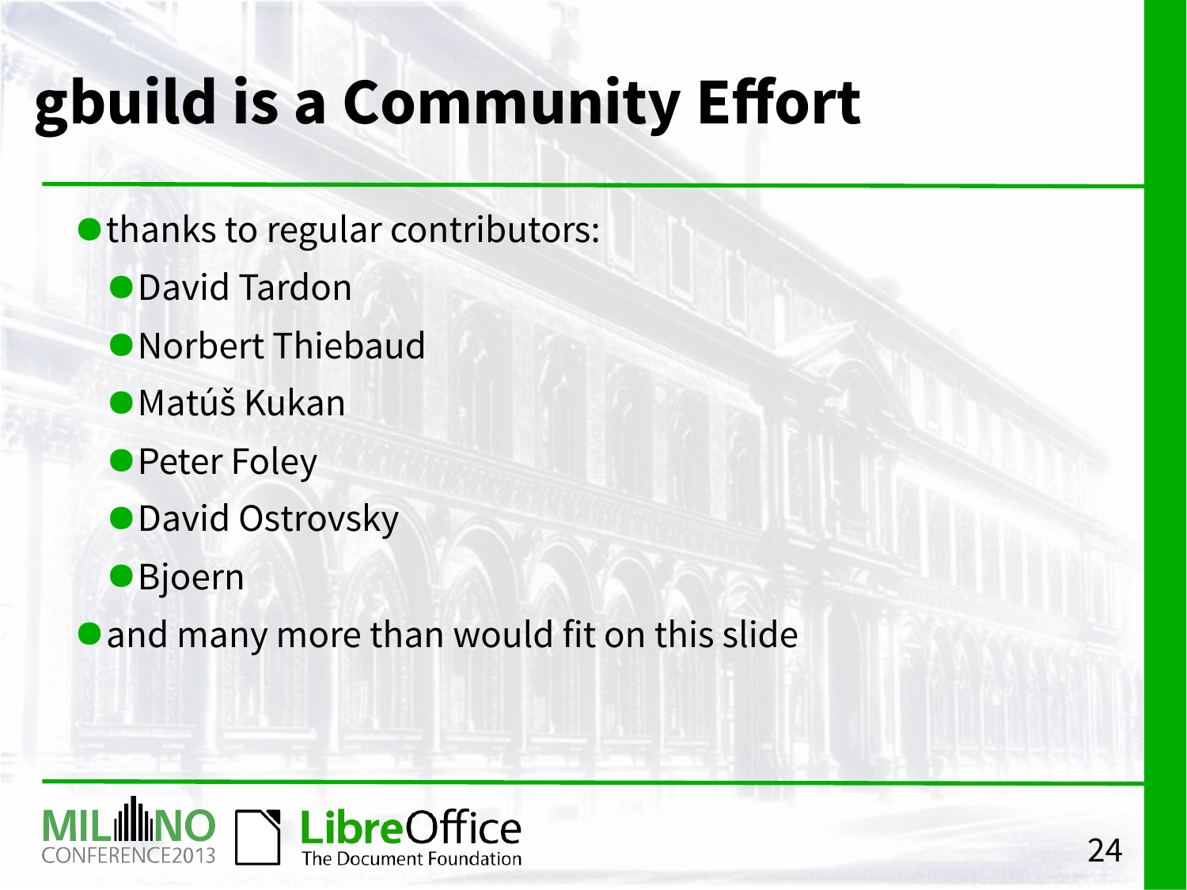# gbuild is a Community Effort

- thanks to regular contributors:
  - David Tardon
  - Norbert Thiebaud
  - Matúš Kukan
  - Peter Foley
  - David Ostrovsky
  - Bjoern
- and many more than would fit on this slide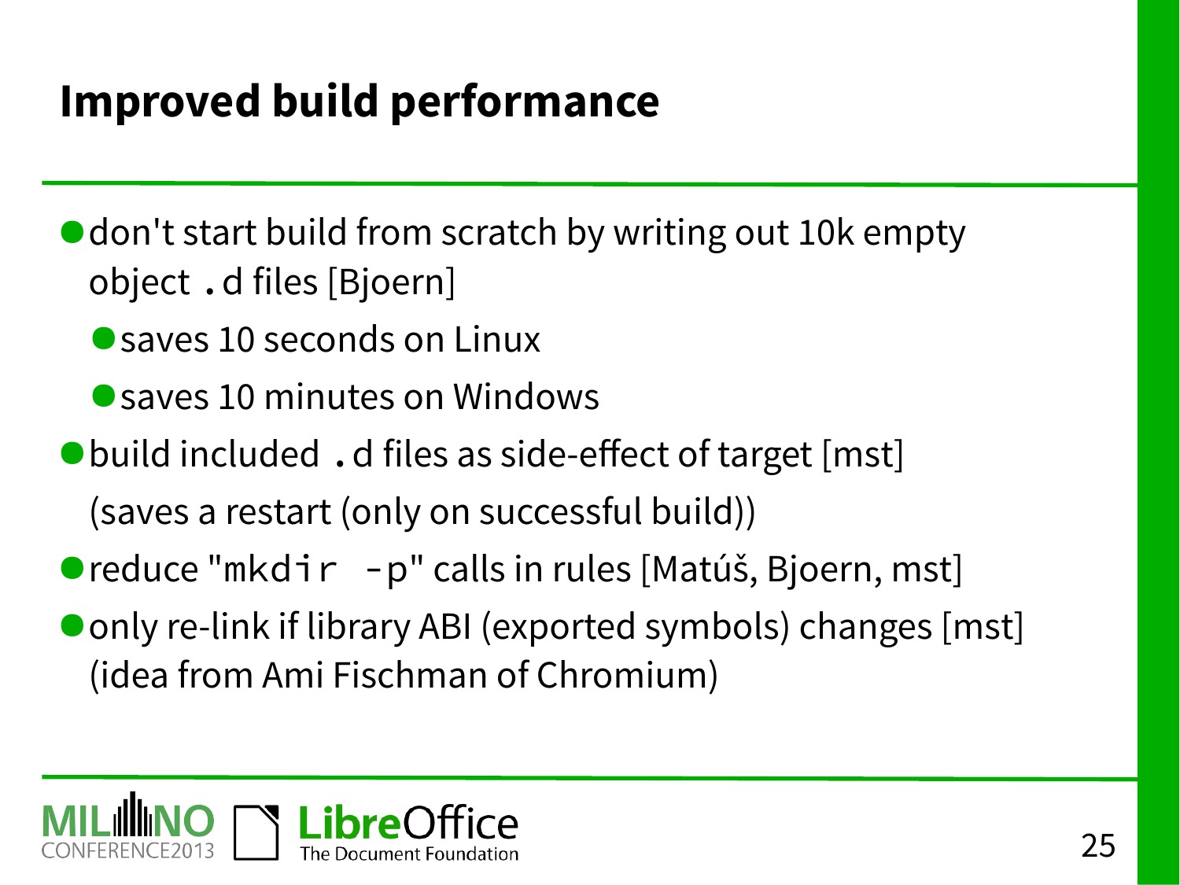# Improved build performance

- don't start build from scratch by writing out 10k empty object `.d` files [Bjoern]
  - saves 10 seconds on Linux
  - saves 10 minutes on Windows
- build included `.d` files as side-effect of target [mst] (saves a restart (only on successful build))
- reduce "`mkdir -p`" calls in rules [Matúš, Bjoern, mst]
- only re-link if library ABI (exported symbols) changes [mst] (idea from Ami Fischman of Chromium)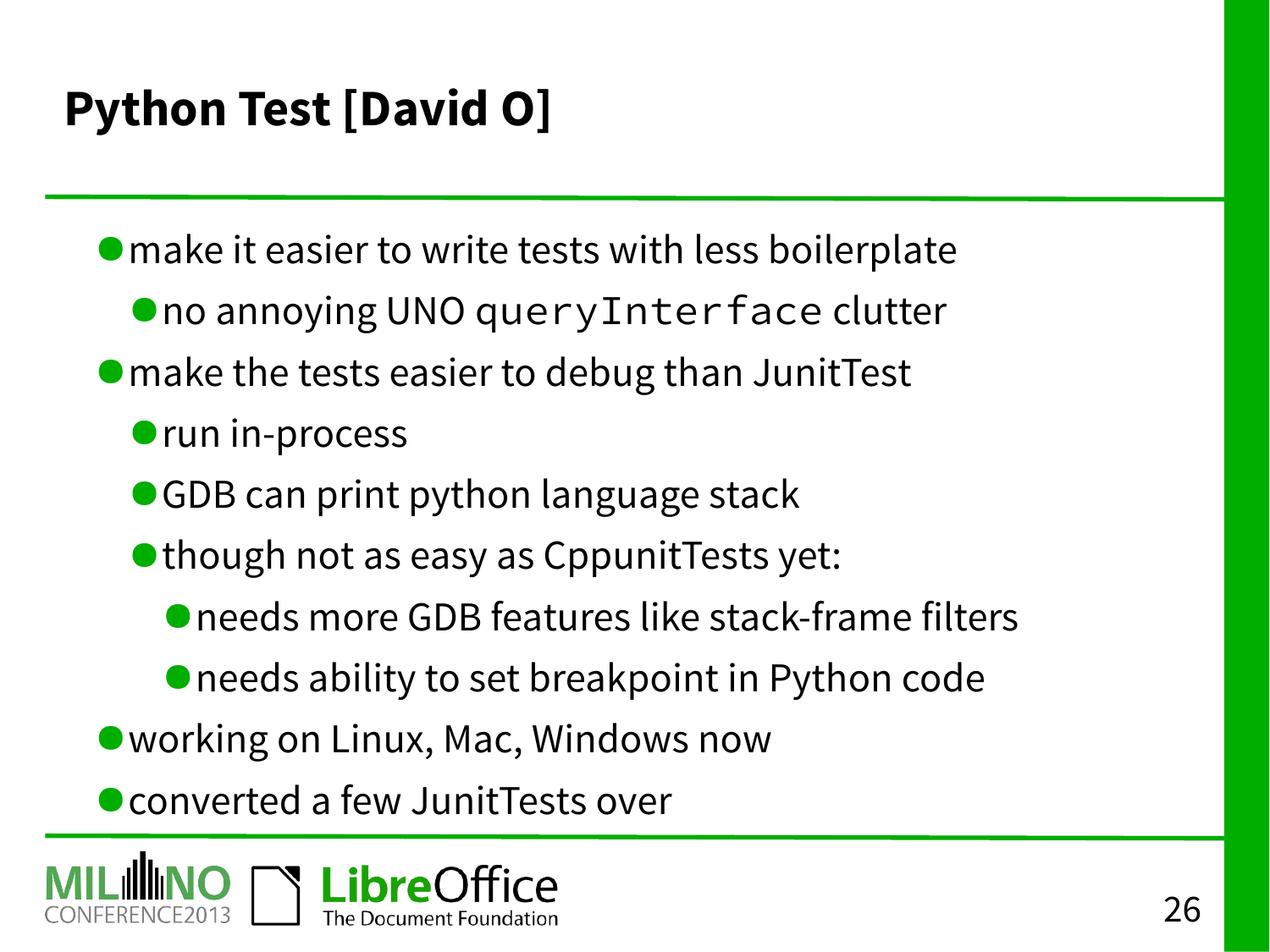# Python Test [David O]

- make it easier to write tests with less boilerplate
  - no annoying UNO `queryInterface` clutter
- make the tests easier to debug than JunitTest
  - run in-process
  - GDB can print python language stack
  - though not as easy as CppunitTests yet:
    - needs more GDB features like stack-frame filters
    - needs ability to set breakpoint in Python code
- working on Linux, Mac, Windows now
- converted a few JunitTests over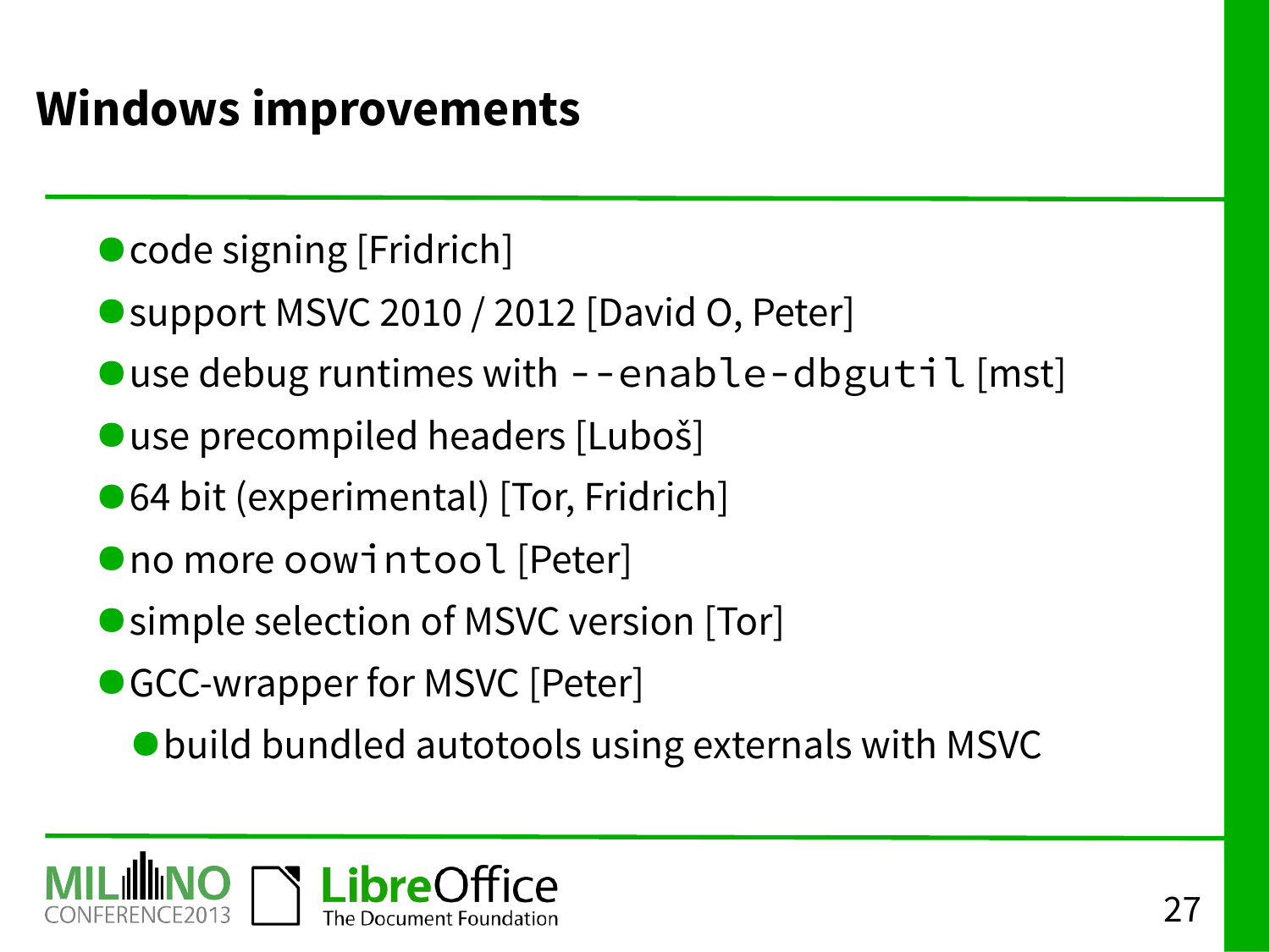# Windows improvements

- code signing [Fridrich]
- support MSVC 2010 / 2012 [David O, Peter]
- use debug runtimes with `--enable-dbgutil` [mst]
- use precompiled headers [Luboš]
- 64 bit (experimental) [Tor, Fridrich]
- no more `oowintool` [Peter]
- simple selection of MSVC version [Tor]
- GCC-wrapper for MSVC [Peter]
  - build bundled autotools using externals with MSVC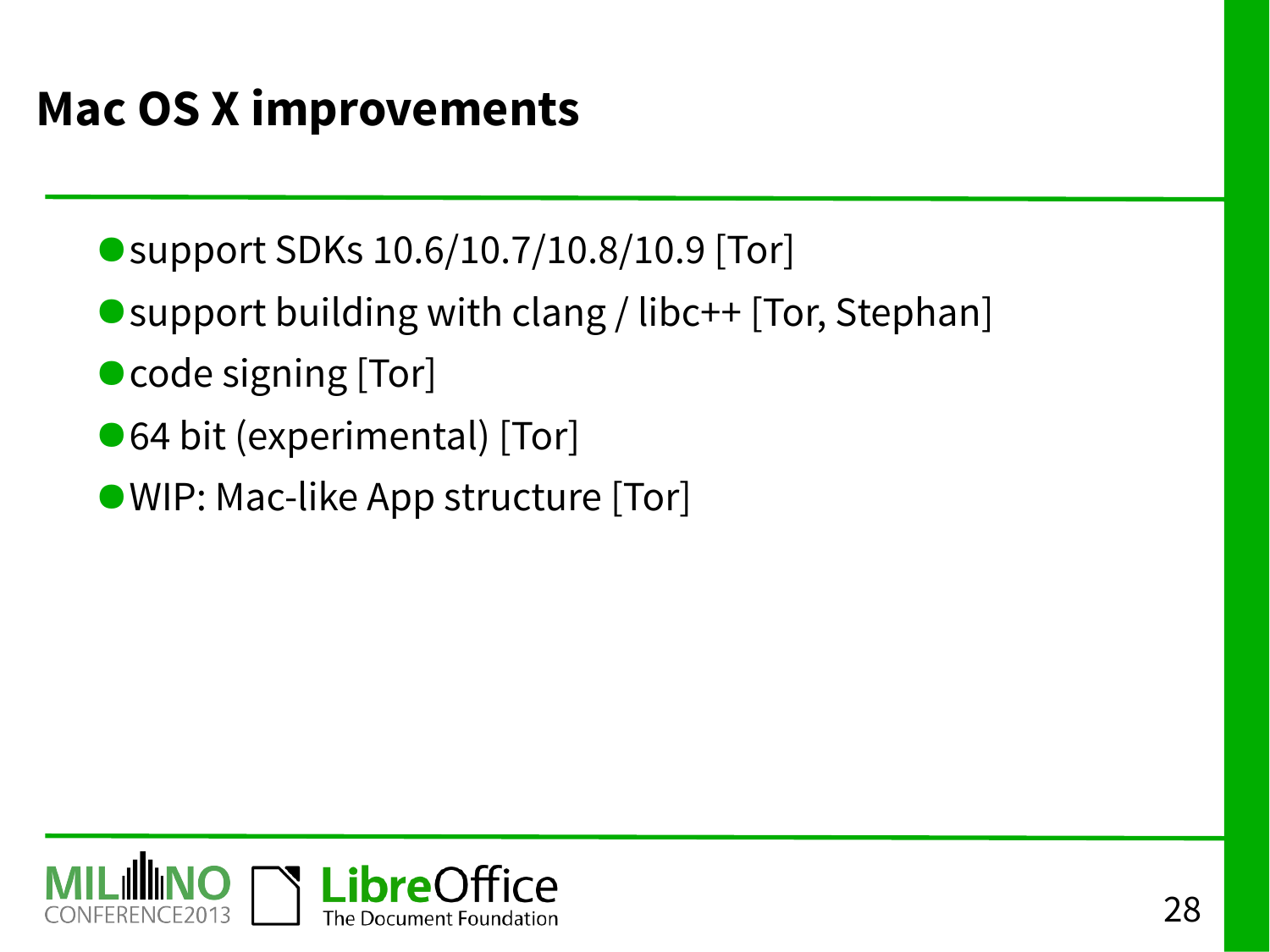# Mac OS X improvements

- support SDKs 10.6/10.7/10.8/10.9 [Tor]
- support building with clang / libc++ [Tor, Stephan]
- code signing [Tor]
- 64 bit (experimental) [Tor]
- WIP: Mac-like App structure [Tor]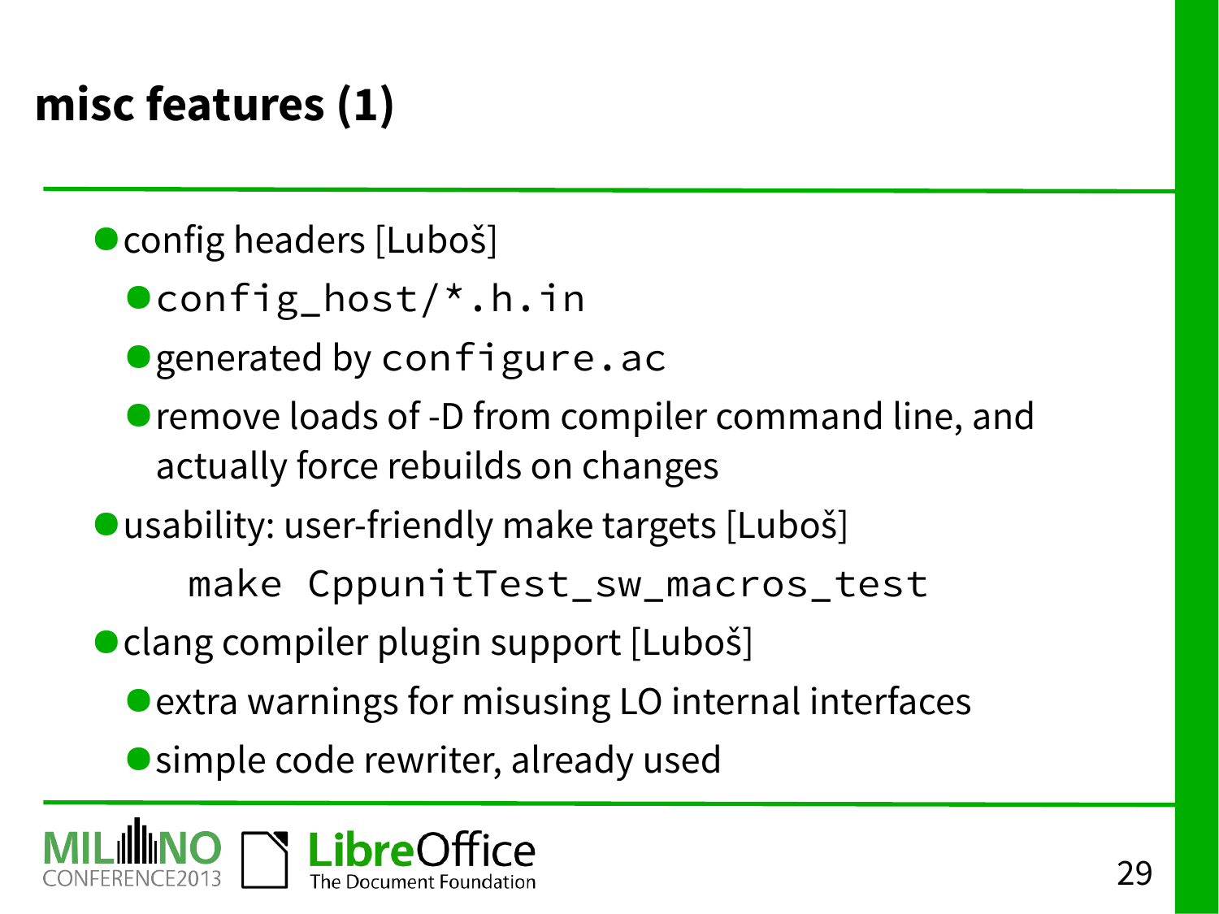# misc features (1)

- config headers [Luboš]
  - `config_host/*.h.in`
  - generated by `configure.ac`
  - remove loads of -D from compiler command line, and actually force rebuilds on changes
- usability: user-friendly make targets [Luboš]

```
make CppunitTest_sw_macros_test
```

- clang compiler plugin support [Luboš]
  - extra warnings for misusing LO internal interfaces
  - simple code rewriter, already used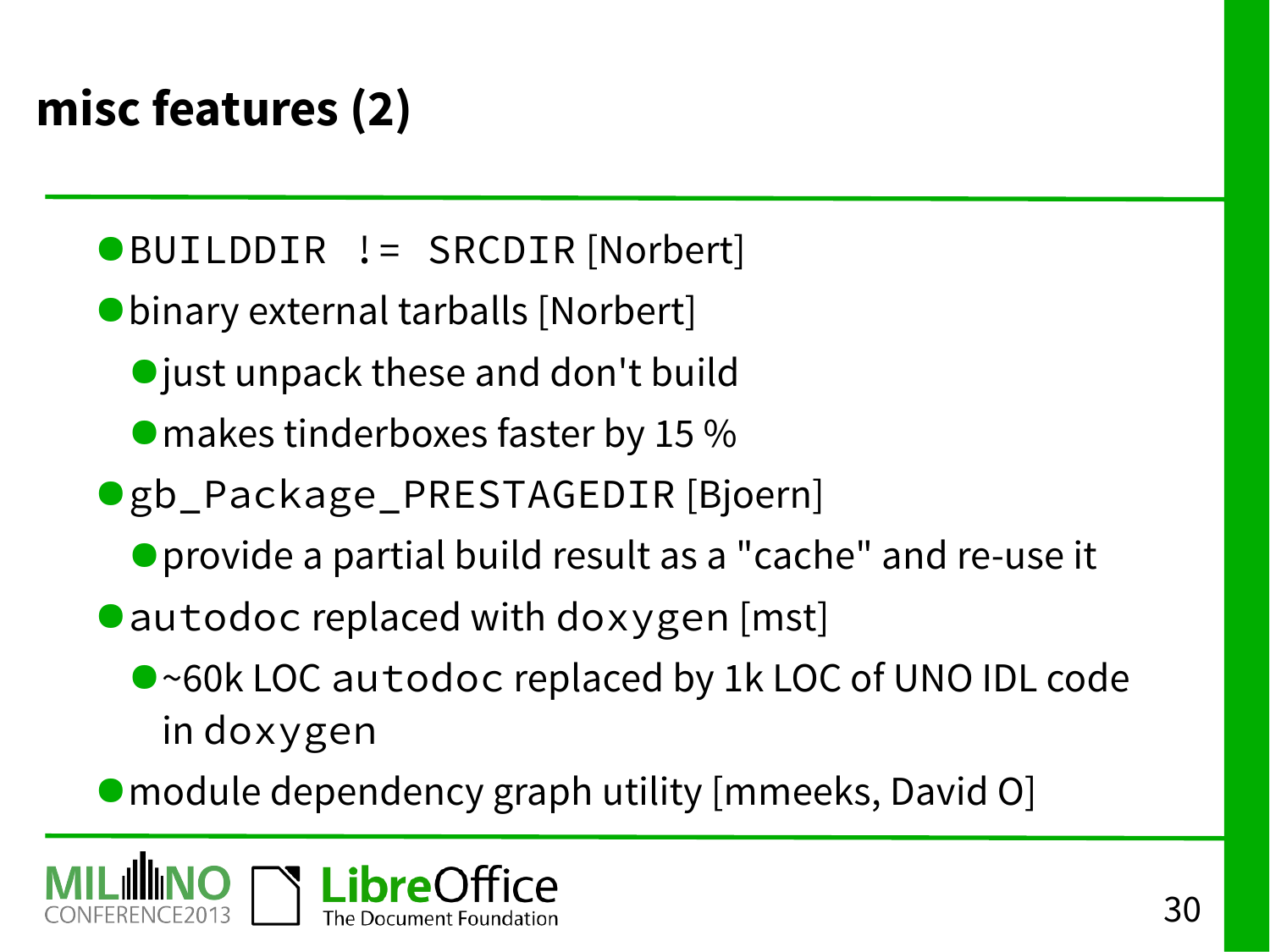# misc features (2)

- `BUILDDIR != SRCDIR` [Norbert]
- binary external tarballs [Norbert]
  - just unpack these and don't build
  - makes tinderboxes faster by 15 %
- `gb_Package_PRESTAGEDIR` [Bjoern]
  - provide a partial build result as a "cache" and re-use it
- `autodoc` replaced with `doxygen` [mst]
  - ~60k LOC `autodoc` replaced by 1k LOC of UNO IDL code in `doxygen`
- module dependency graph utility [mmeeks, David O]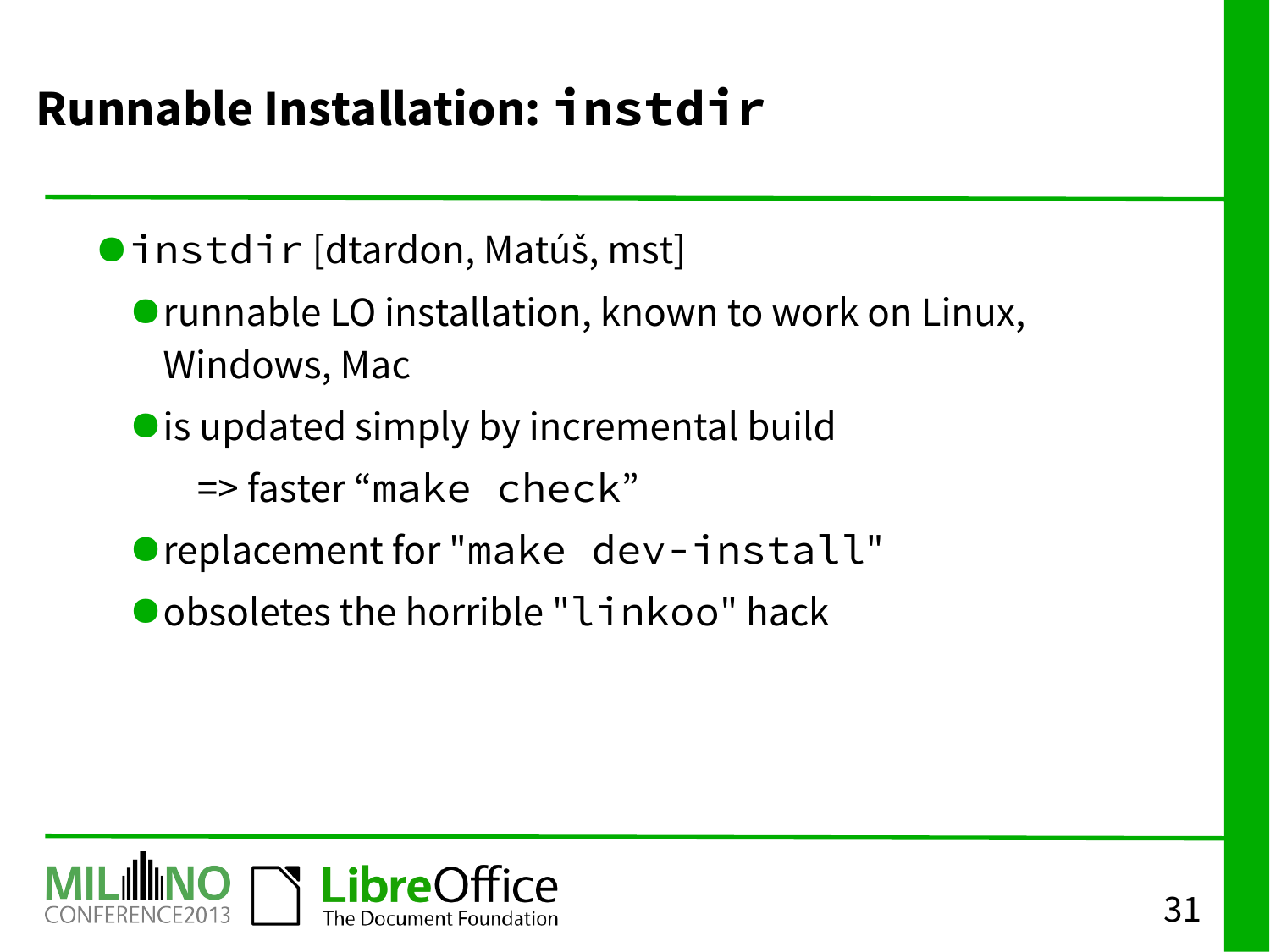# Runnable Installation: `instdir`

- `instdir` [dtardon, Matúš, mst]
  - runnable LO installation, known to work on Linux, Windows, Mac
  - is updated simply by incremental build
    => faster “`make check`”
  - replacement for "`make dev-install`"
  - obsoletes the horrible "`linkoo`" hack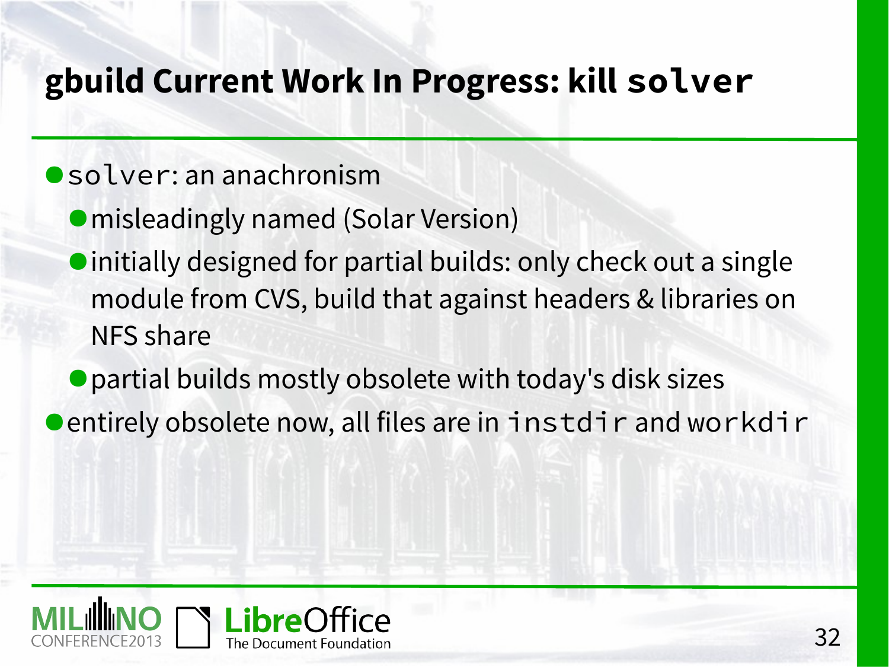# gbuild Current Work In Progress: kill `solver`

- `solver`: an anachronism
  - misleadingly named (Solar Version)
  - initially designed for partial builds: only check out a single module from CVS, build that against headers & libraries on NFS share
  - partial builds mostly obsolete with today's disk sizes
- entirely obsolete now, all files are in `instdir` and `workdir`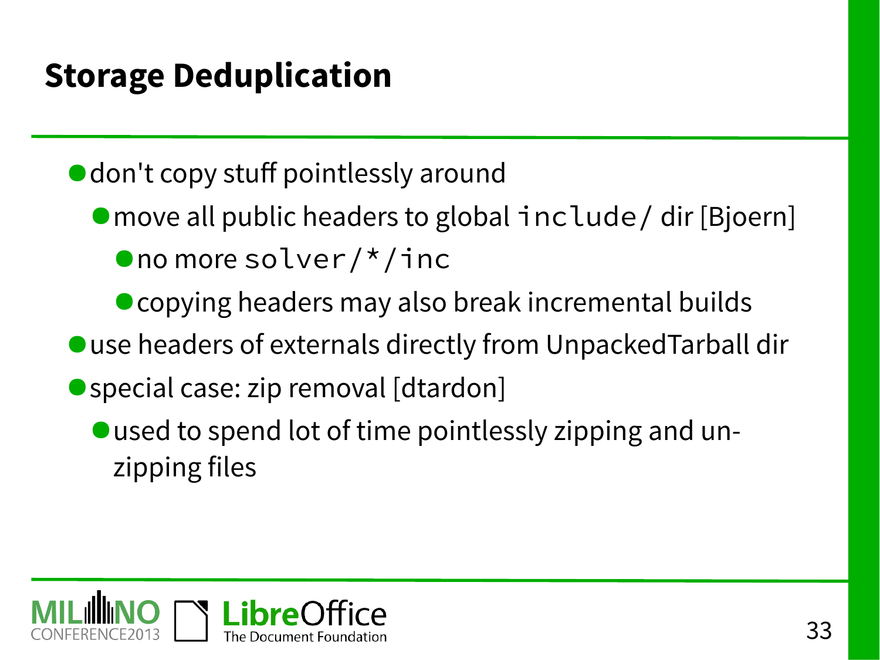# Storage Deduplication

- don't copy stuff pointlessly around
  - move all public headers to global `include/` dir [Bjoern]
    - no more `solver/*/inc`
    - copying headers may also break incremental builds
- use headers of externals directly from UnpackedTarball dir
- special case: zip removal [dtardon]
  - used to spend lot of time pointlessly zipping and un-zipping files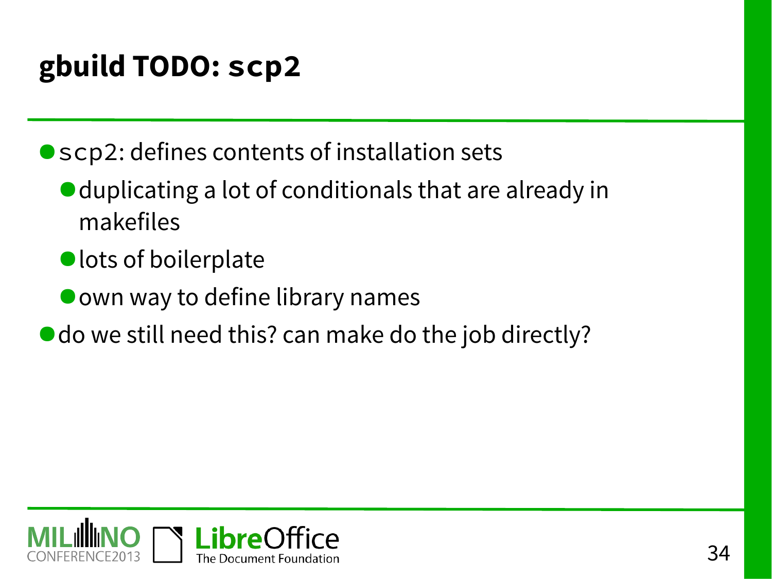# gbuild TODO: scp2

- scp2: defines contents of installation sets
  - duplicating a lot of conditionals that are already in makefiles
  - lots of boilerplate
  - own way to define library names
- do we still need this? can make do the job directly?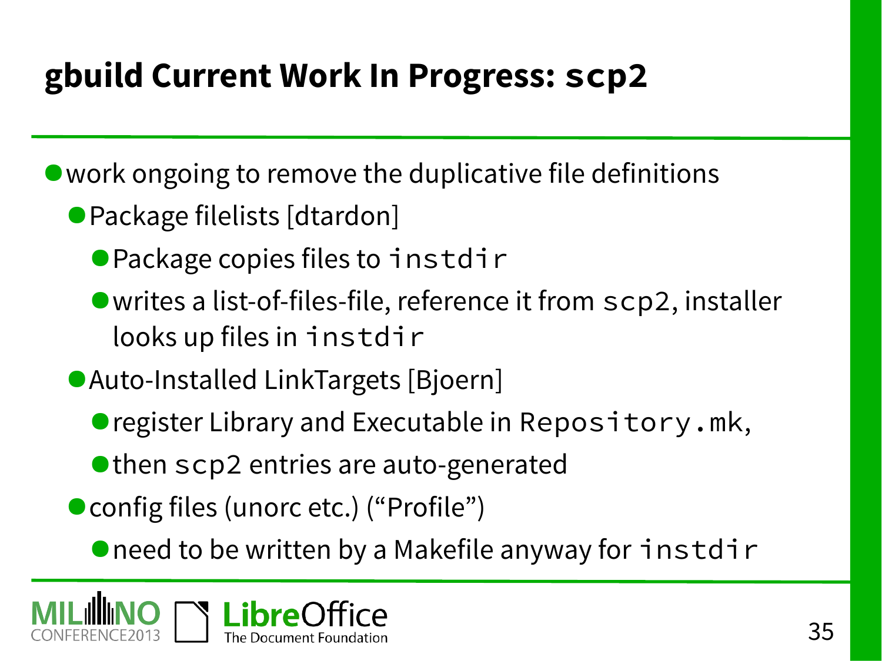# gbuild Current Work In Progress: `scp2`

- work ongoing to remove the duplicative file definitions
  - Package filelists [dtardon]
    - Package copies files to `instdir`
    - writes a list-of-files-file, reference it from `scp2`, installer looks up files in `instdir`
  - Auto-Installed LinkTargets [Bjoern]
    - register Library and Executable in `Repository.mk`,
    - then `scp2` entries are auto-generated
  - config files (unorc etc.) (“Profile”)
    - need to be written by a Makefile anyway for `instdir`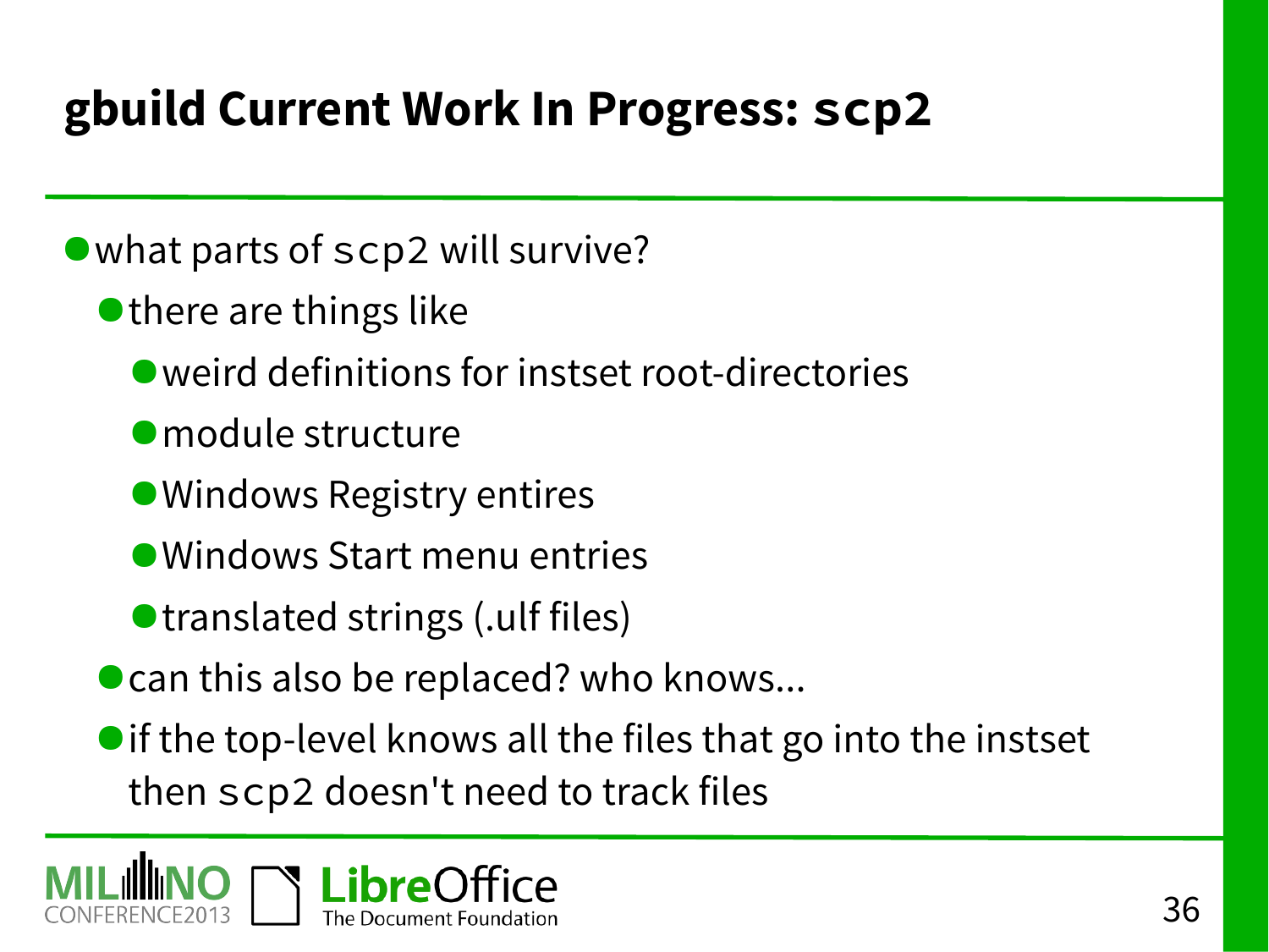# gbuild Current Work In Progress: `scp2`

- what parts of `scp2` will survive?
  - there are things like
    - weird definitions for instset root-directories
    - module structure
    - Windows Registry entires
    - Windows Start menu entries
    - translated strings (.ulf files)
  - can this also be replaced? who knows...
  - if the top-level knows all the files that go into the instset then `scp2` doesn't need to track files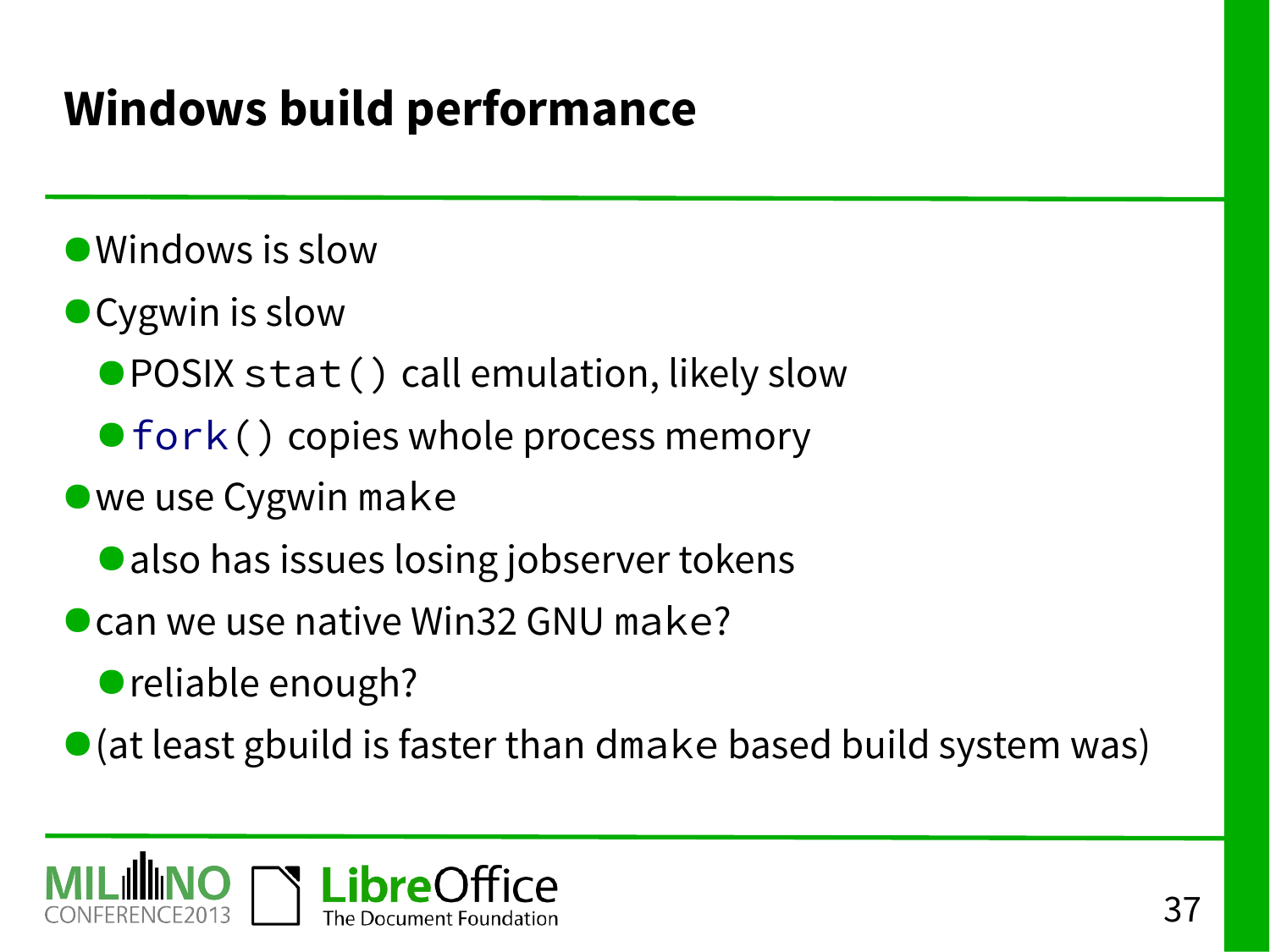# Windows build performance

- Windows is slow
- Cygwin is slow
  - POSIX `stat()` call emulation, likely slow
  - `fork()` copies whole process memory
- we use Cygwin `make`
  - also has issues losing jobserver tokens
- can we use native Win32 GNU `make`?
  - reliable enough?
- (at least gbuild is faster than `dmake` based build system was)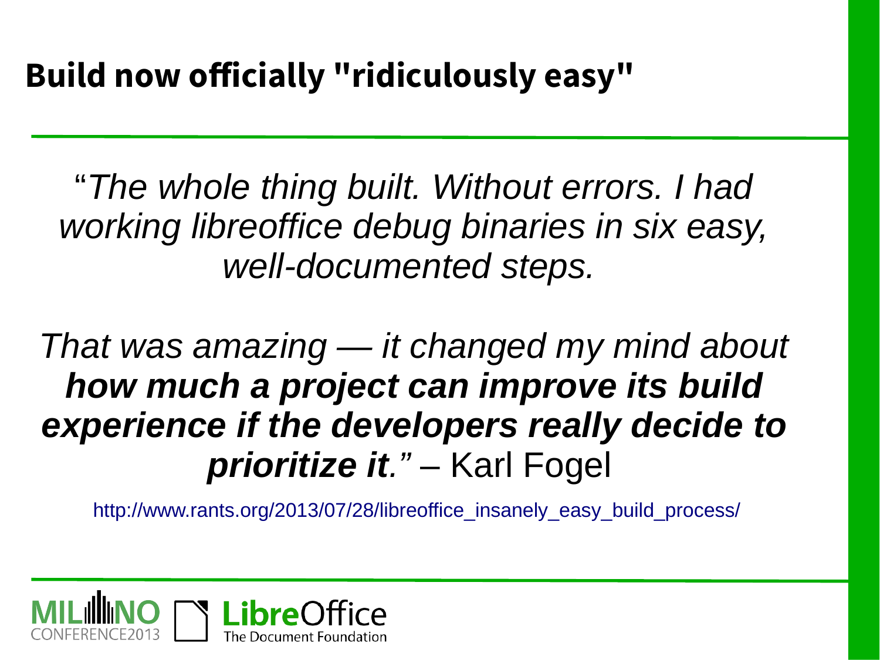# Build now officially "ridiculously easy"

"*The whole thing built. Without errors. I had working libreoffice debug binaries in six easy, well-documented steps.*

*That was amazing — it changed my mind about* ***how much a project can improve its build experience if the developers really decide to prioritize it****.*" – Karl Fogel

http://www.rants.org/2013/07/28/libreoffice_insanely_easy_build_process/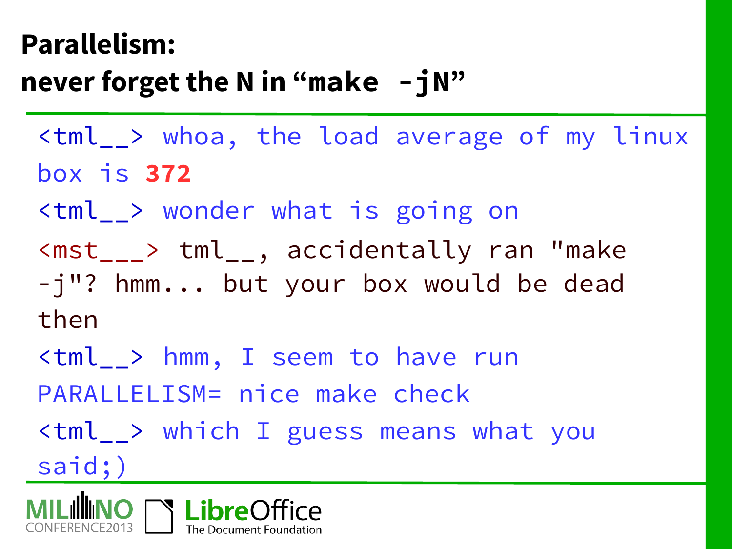# Parallelism:
# never forget the N in “make -jN”

```
<tml__> whoa, the load average of my linux box is 372
<tml__> wonder what is going on
<mst___> tml__, accidentally ran "make -j"? hmm... but your box would be dead then
<tml__> hmm, I seem to have run PARALLELISM= nice make check
<tml__> which I guess means what you said;)
```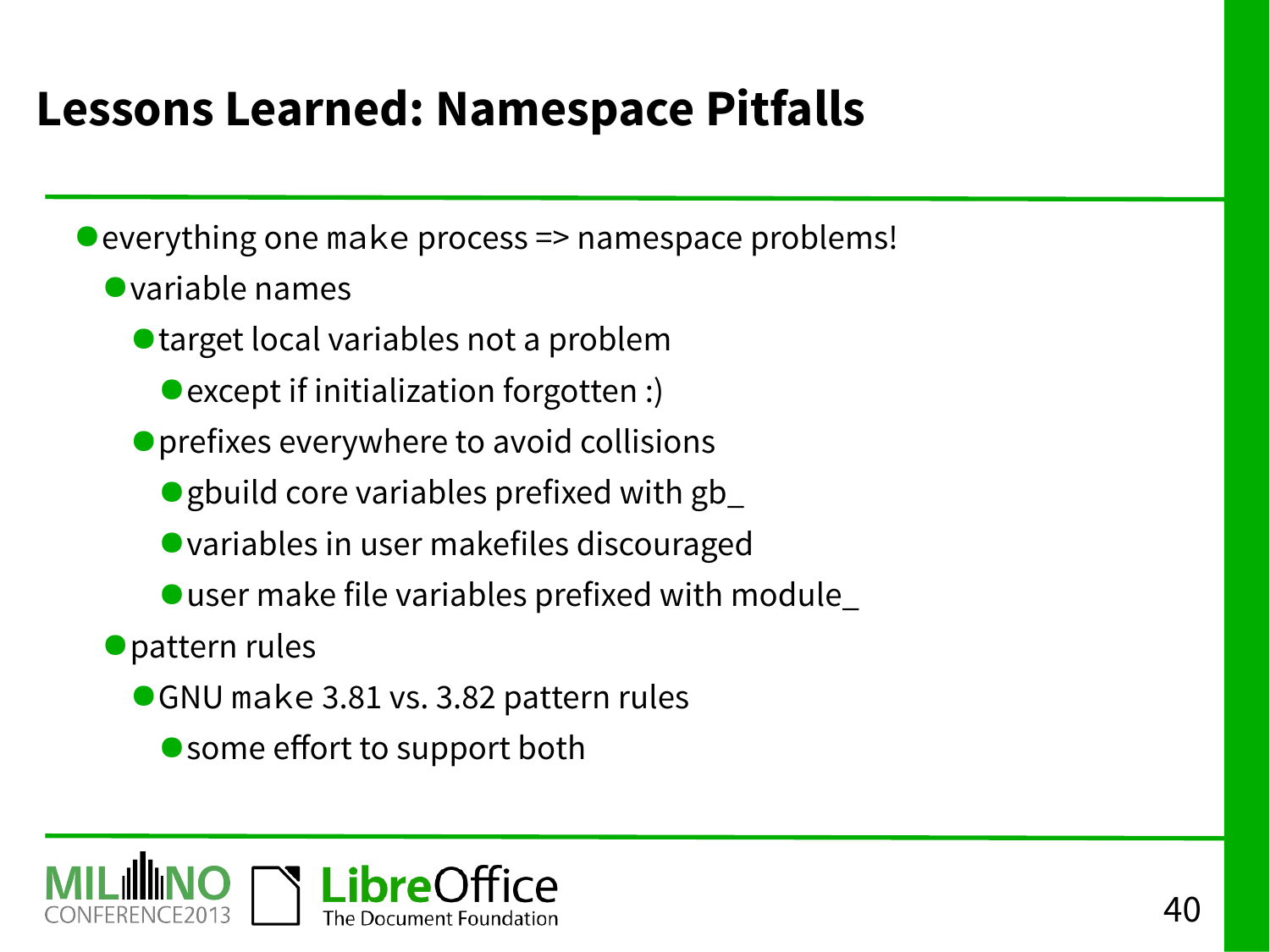# Lessons Learned: Namespace Pitfalls

- everything one `make` process => namespace problems!
  - variable names
    - target local variables not a problem
      - except if initialization forgotten :)
    - prefixes everywhere to avoid collisions
      - gbuild core variables prefixed with gb_
      - variables in user makefiles discouraged
      - user make file variables prefixed with module_
  - pattern rules
    - GNU `make` 3.81 vs. 3.82 pattern rules
      - some effort to support both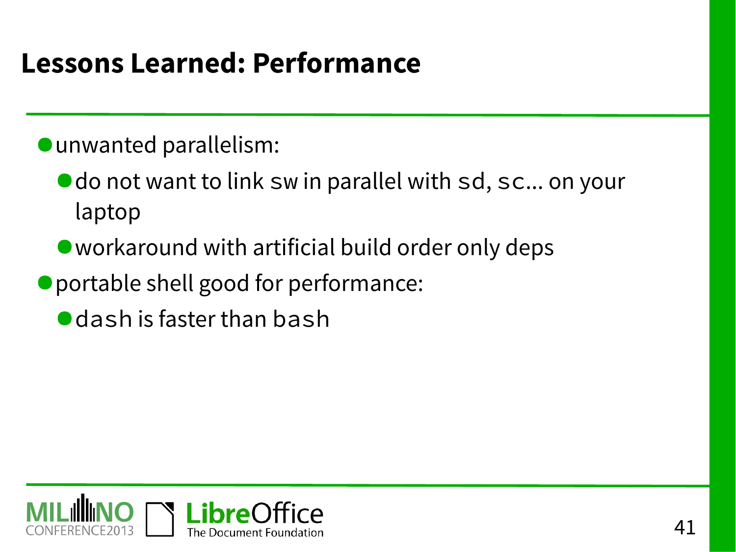# Lessons Learned: Performance

- unwanted parallelism:
  - do not want to link `sw` in parallel with `sd`, `sc`... on your laptop
  - workaround with artificial build order only deps
- portable shell good for performance:
  - `dash` is faster than `bash`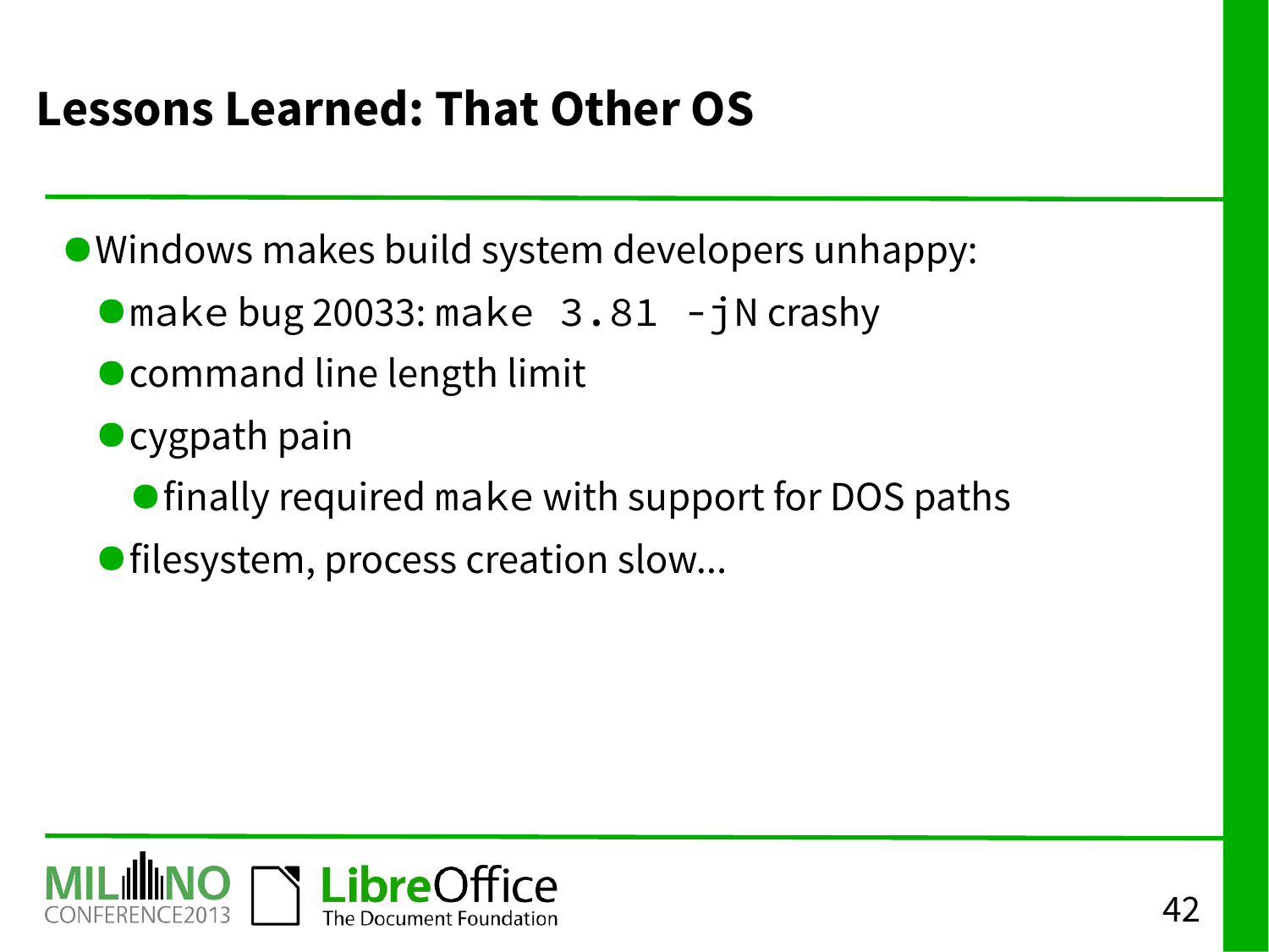# Lessons Learned: That Other OS

- Windows makes build system developers unhappy:
  - `make` bug 20033: `make 3.81 -jN` crashy
  - command line length limit
  - cygpath pain
    - finally required `make` with support for DOS paths
  - filesystem, process creation slow...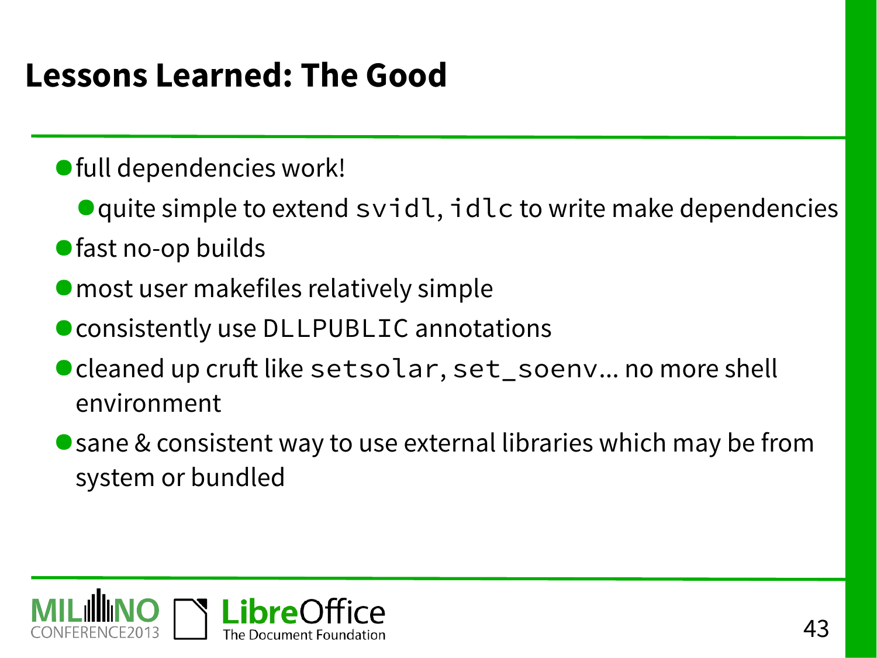# Lessons Learned: The Good

- full dependencies work!
  - quite simple to extend `svidl`, `idlc` to write make dependencies
- fast no-op builds
- most user makefiles relatively simple
- consistently use `DLLPUBLIC` annotations
- cleaned up cruft like `setsolar`, `set_soenv`... no more shell environment
- sane & consistent way to use external libraries which may be from system or bundled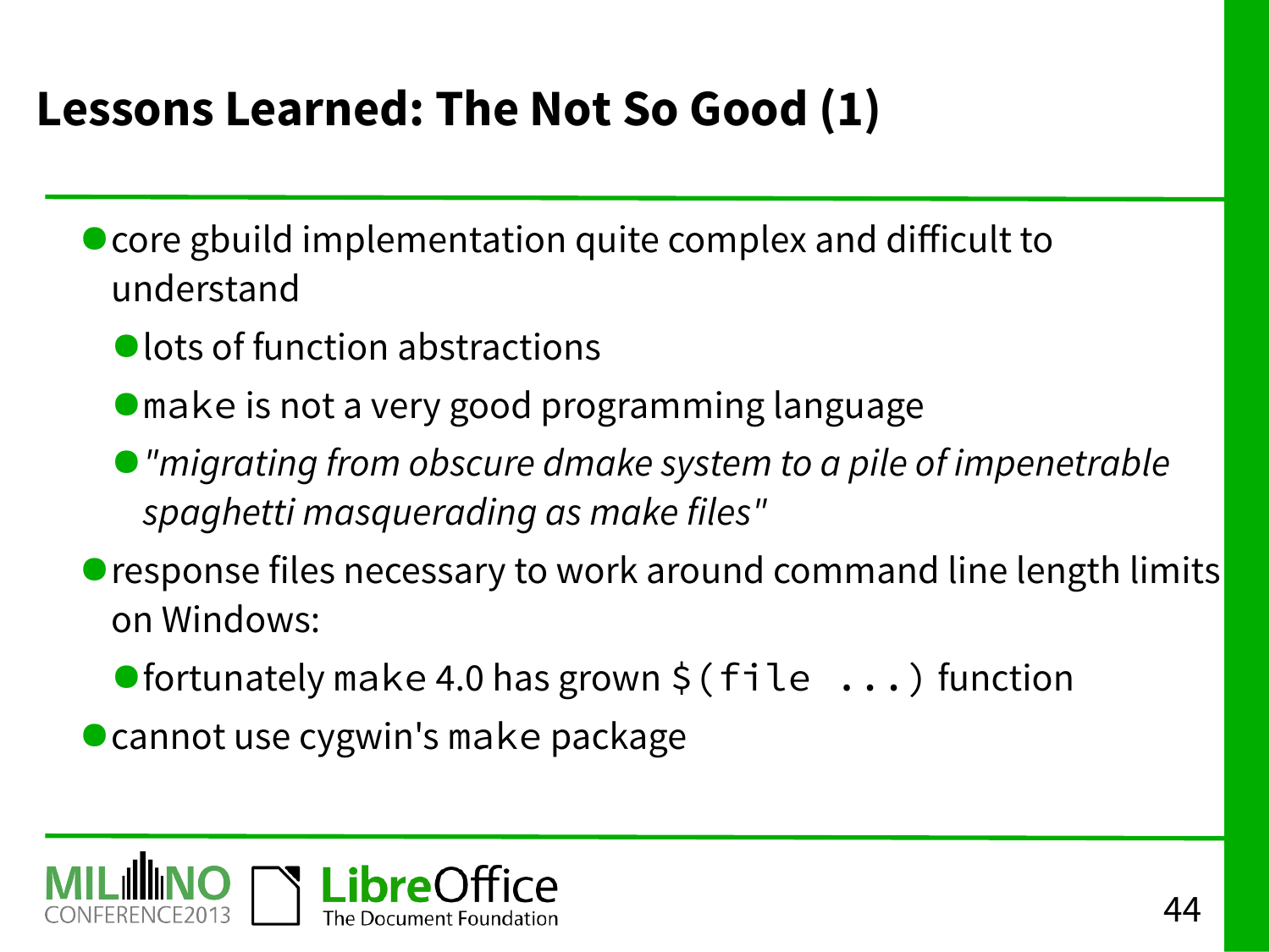# Lessons Learned: The Not So Good (1)

- core gbuild implementation quite complex and difficult to understand
  - lots of function abstractions
  - `make` is not a very good programming language
  - *"migrating from obscure dmake system to a pile of impenetrable spaghetti masquerading as make files"*
- response files necessary to work around command line length limits on Windows:
  - fortunately `make` 4.0 has grown `$(file ...)` function
- cannot use cygwin's `make` package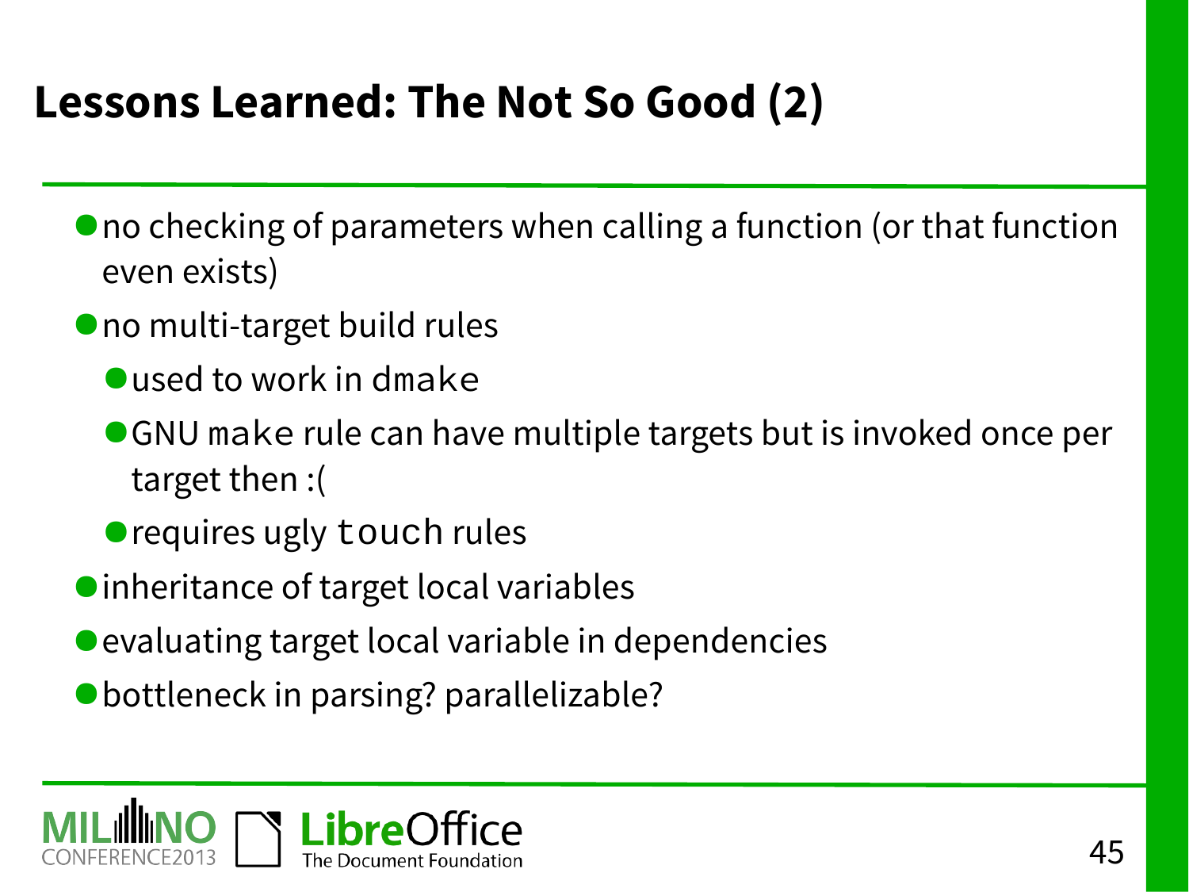# Lessons Learned: The Not So Good (2)

- no checking of parameters when calling a function (or that function even exists)
- no multi-target build rules
  - used to work in `dmake`
  - GNU `make` rule can have multiple targets but is invoked once per target then :(
  - requires ugly `touch` rules
- inheritance of target local variables
- evaluating target local variable in dependencies
- bottleneck in parsing? parallelizable?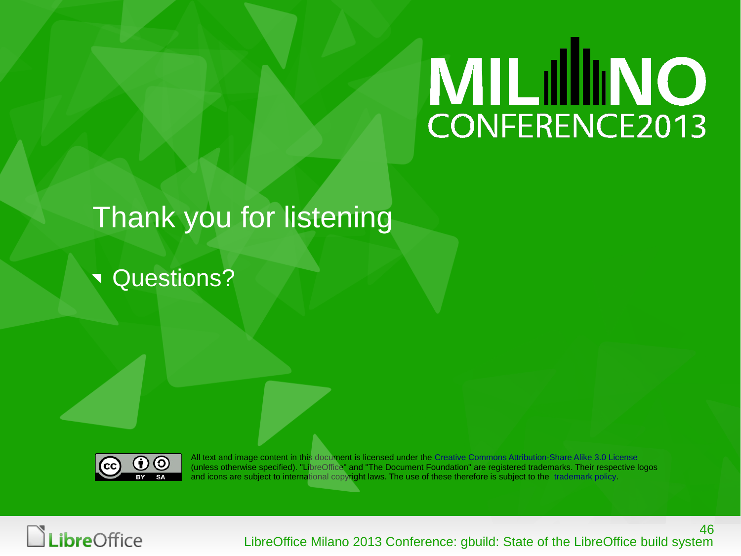# Thank you for listening

- Questions?

All text and image content in this document is licensed under the Creative Commons Attribution-Share Alike 3.0 License (unless otherwise specified). "LibreOffice" and "The Document Foundation" are registered trademarks. Their respective logos and icons are subject to international copyright laws. The use of these therefore is subject to the trademark policy.